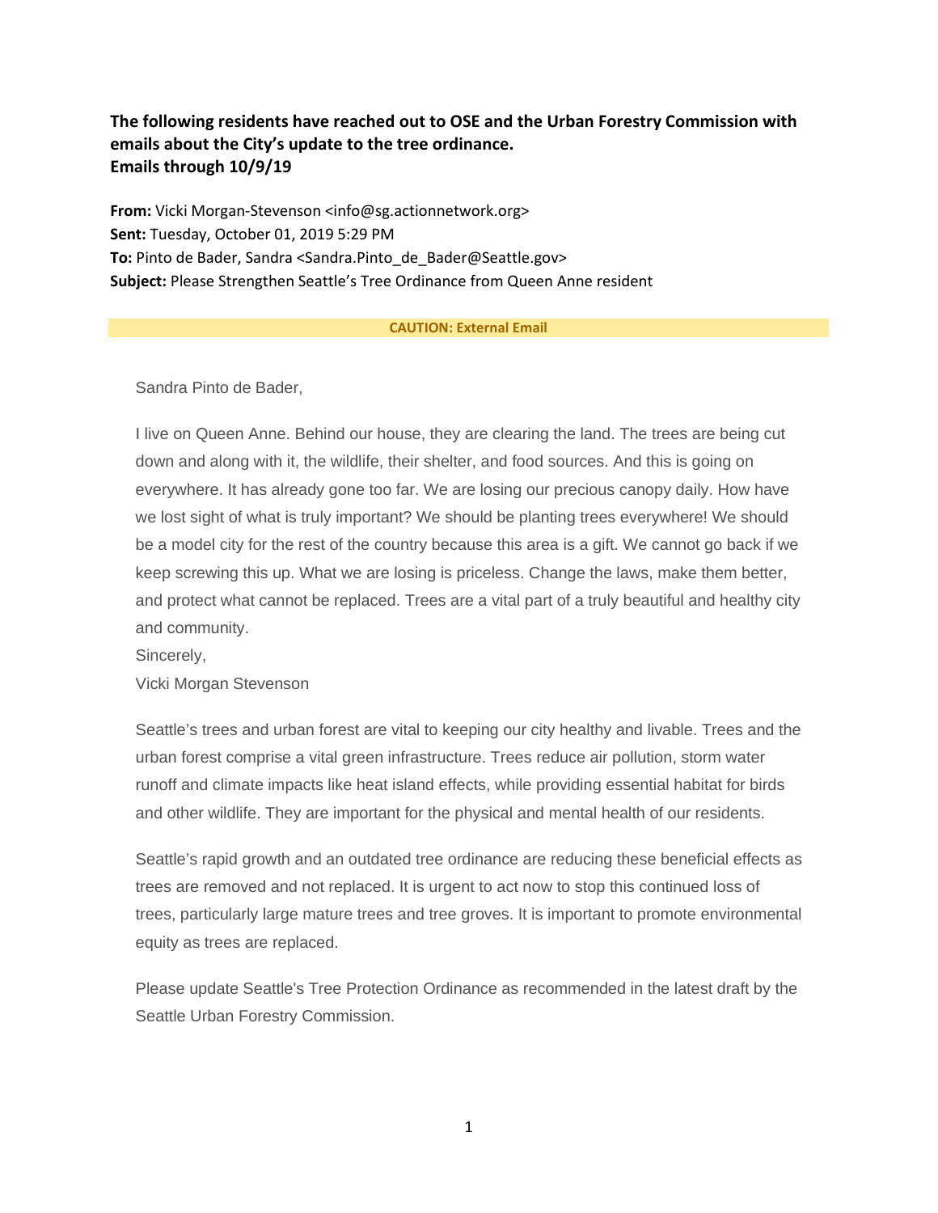**The following residents have reached out to OSE and the Urban Forestry Commission with emails about the City's update to the tree ordinance.**
**Emails through 10/9/19**

**From:** Vicki Morgan-Stevenson <info@sg.actionnetwork.org>
**Sent:** Tuesday, October 01, 2019 5:29 PM
**To:** Pinto de Bader, Sandra <Sandra.Pinto_de_Bader@Seattle.gov>
**Subject:** Please Strengthen Seattle's Tree Ordinance from Queen Anne resident

**CAUTION: External Email**

Sandra Pinto de Bader,

I live on Queen Anne. Behind our house, they are clearing the land. The trees are being cut down and along with it, the wildlife, their shelter, and food sources. And this is going on everywhere. It has already gone too far. We are losing our precious canopy daily. How have we lost sight of what is truly important? We should be planting trees everywhere! We should be a model city for the rest of the country because this area is a gift. We cannot go back if we keep screwing this up. What we are losing is priceless. Change the laws, make them better, and protect what cannot be replaced. Trees are a vital part of a truly beautiful and healthy city and community.
Sincerely,
Vicki Morgan Stevenson

Seattle's trees and urban forest are vital to keeping our city healthy and livable. Trees and the urban forest comprise a vital green infrastructure. Trees reduce air pollution, storm water runoff and climate impacts like heat island effects, while providing essential habitat for birds and other wildlife. They are important for the physical and mental health of our residents.

Seattle's rapid growth and an outdated tree ordinance are reducing these beneficial effects as trees are removed and not replaced. It is urgent to act now to stop this continued loss of trees, particularly large mature trees and tree groves. It is important to promote environmental equity as trees are replaced.

Please update Seattle's Tree Protection Ordinance as recommended in the latest draft by the Seattle Urban Forestry Commission.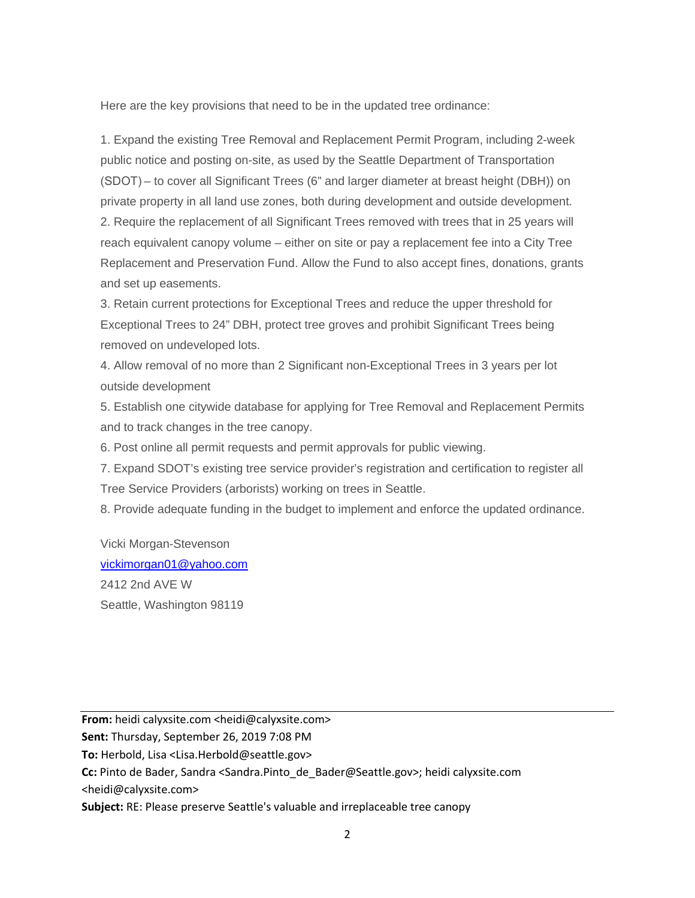Here are the key provisions that need to be in the updated tree ordinance:

1. Expand the existing Tree Removal and Replacement Permit Program, including 2-week public notice and posting on-site, as used by the Seattle Department of Transportation (SDOT) – to cover all Significant Trees (6" and larger diameter at breast height (DBH)) on private property in all land use zones, both during development and outside development.
2. Require the replacement of all Significant Trees removed with trees that in 25 years will reach equivalent canopy volume – either on site or pay a replacement fee into a City Tree Replacement and Preservation Fund. Allow the Fund to also accept fines, donations, grants and set up easements.
3. Retain current protections for Exceptional Trees and reduce the upper threshold for Exceptional Trees to 24" DBH, protect tree groves and prohibit Significant Trees being removed on undeveloped lots.
4. Allow removal of no more than 2 Significant non-Exceptional Trees in 3 years per lot outside development
5. Establish one citywide database for applying for Tree Removal and Replacement Permits and to track changes in the tree canopy.
6. Post online all permit requests and permit approvals for public viewing.
7. Expand SDOT's existing tree service provider's registration and certification to register all Tree Service Providers (arborists) working on trees in Seattle.
8. Provide adequate funding in the budget to implement and enforce the updated ordinance.

Vicki Morgan-Stevenson
vickimorgan01@yahoo.com
2412 2nd AVE W
Seattle, Washington 98119

---

**From:** heidi calyxsite.com <heidi@calyxsite.com>
**Sent:** Thursday, September 26, 2019 7:08 PM
**To:** Herbold, Lisa <Lisa.Herbold@seattle.gov>
**Cc:** Pinto de Bader, Sandra <Sandra.Pinto_de_Bader@Seattle.gov>; heidi calyxsite.com <heidi@calyxsite.com>
**Subject:** RE: Please preserve Seattle's valuable and irreplaceable tree canopy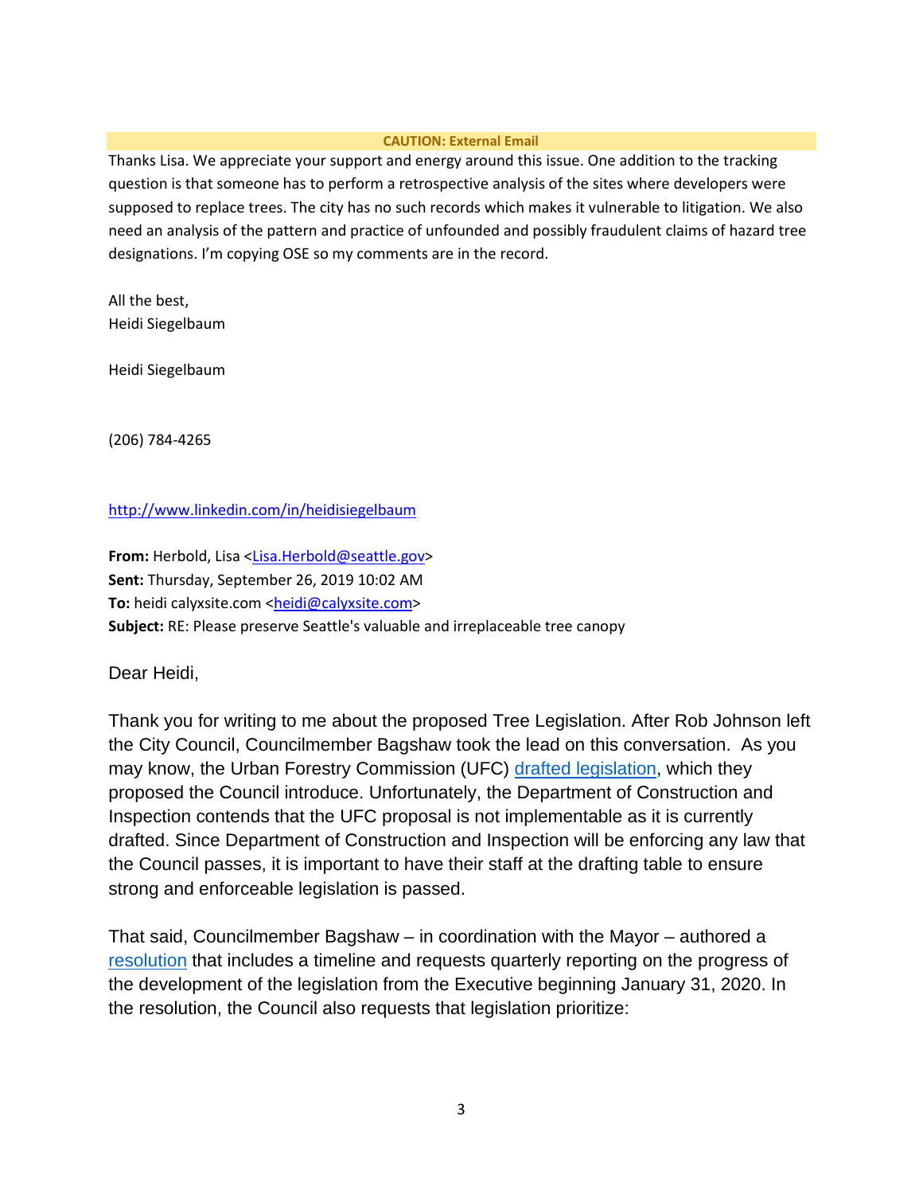**CAUTION: External Email**

Thanks Lisa. We appreciate your support and energy around this issue. One addition to the tracking question is that someone has to perform a retrospective analysis of the sites where developers were supposed to replace trees. The city has no such records which makes it vulnerable to litigation. We also need an analysis of the pattern and practice of unfounded and possibly fraudulent claims of hazard tree designations. I'm copying OSE so my comments are in the record.

All the best,
Heidi Siegelbaum

Heidi Siegelbaum

(206) 784-4265

http://www.linkedin.com/in/heidisiegelbaum

**From:** Herbold, Lisa <Lisa.Herbold@seattle.gov>
**Sent:** Thursday, September 26, 2019 10:02 AM
**To:** heidi calyxsite.com <heidi@calyxsite.com>
**Subject:** RE: Please preserve Seattle's valuable and irreplaceable tree canopy

Dear Heidi,

Thank you for writing to me about the proposed Tree Legislation. After Rob Johnson left the City Council, Councilmember Bagshaw took the lead on this conversation. As you may know, the Urban Forestry Commission (UFC) drafted legislation, which they proposed the Council introduce. Unfortunately, the Department of Construction and Inspection contends that the UFC proposal is not implementable as it is currently drafted. Since Department of Construction and Inspection will be enforcing any law that the Council passes, it is important to have their staff at the drafting table to ensure strong and enforceable legislation is passed.

That said, Councilmember Bagshaw – in coordination with the Mayor – authored a resolution that includes a timeline and requests quarterly reporting on the progress of the development of the legislation from the Executive beginning January 31, 2020. In the resolution, the Council also requests that legislation prioritize: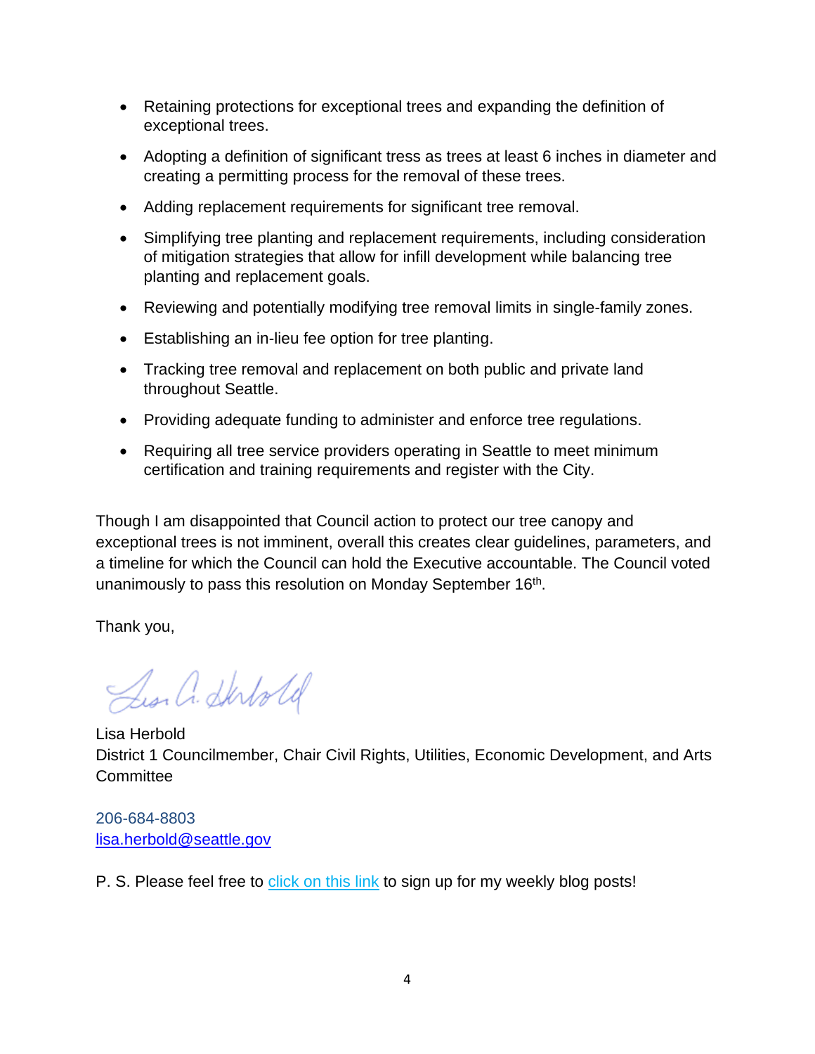- Retaining protections for exceptional trees and expanding the definition of exceptional trees.
- Adopting a definition of significant tress as trees at least 6 inches in diameter and creating a permitting process for the removal of these trees.
- Adding replacement requirements for significant tree removal.
- Simplifying tree planting and replacement requirements, including consideration of mitigation strategies that allow for infill development while balancing tree planting and replacement goals.
- Reviewing and potentially modifying tree removal limits in single-family zones.
- Establishing an in-lieu fee option for tree planting.
- Tracking tree removal and replacement on both public and private land throughout Seattle.
- Providing adequate funding to administer and enforce tree regulations.
- Requiring all tree service providers operating in Seattle to meet minimum certification and training requirements and register with the City.

Though I am disappointed that Council action to protect our tree canopy and exceptional trees is not imminent, overall this creates clear guidelines, parameters, and a timeline for which the Council can hold the Executive accountable. The Council voted unanimously to pass this resolution on Monday September 16th.

Thank you,

Lisa Herbold
District 1 Councilmember, Chair Civil Rights, Utilities, Economic Development, and Arts Committee

206-684-8803
lisa.herbold@seattle.gov

P. S. Please feel free to click on this link to sign up for my weekly blog posts!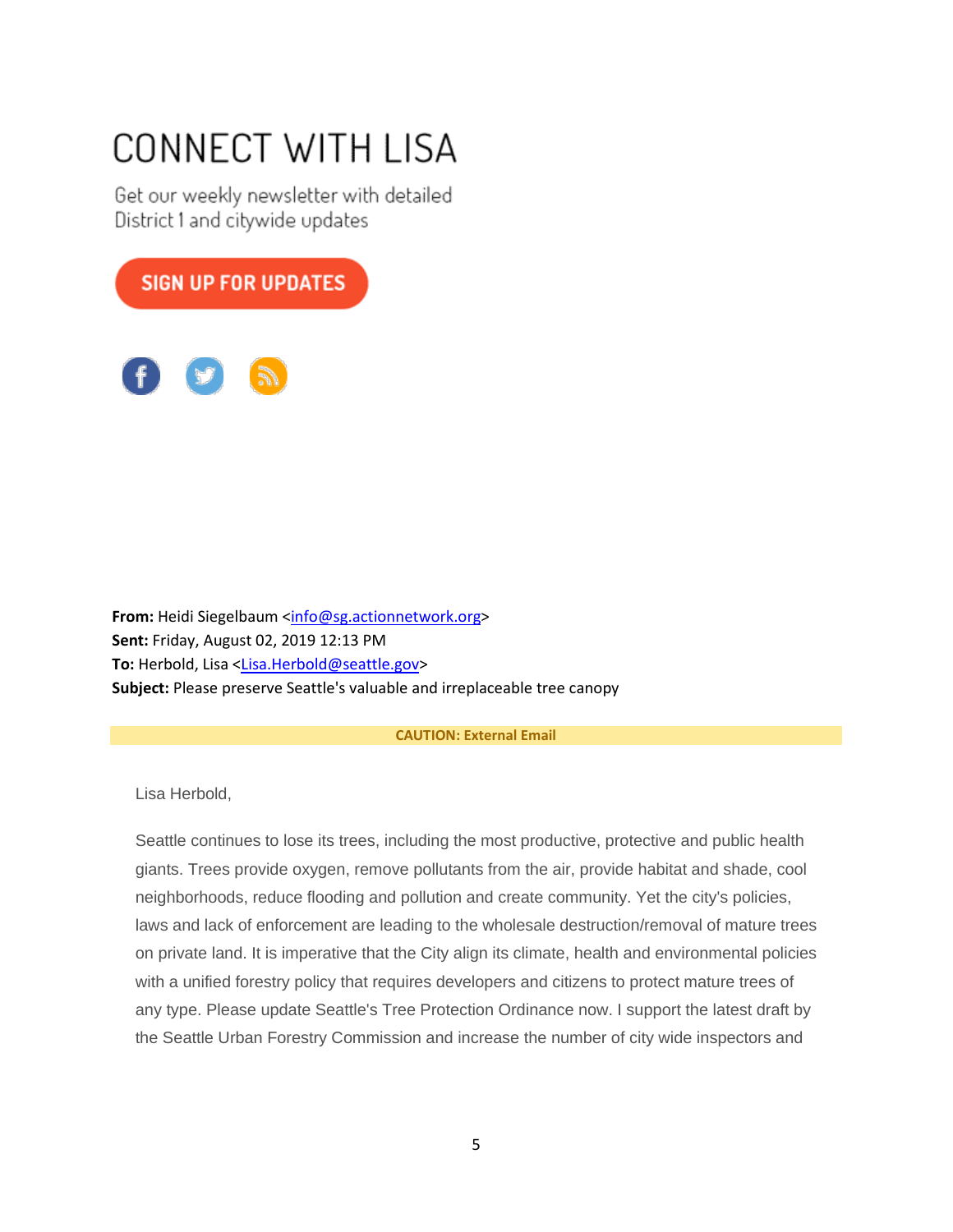# CONNECT WITH LISA

Get our weekly newsletter with detailed District 1 and citywide updates

SIGN UP FOR UPDATES

**From:** Heidi Siegelbaum <info@sg.actionnetwork.org>
**Sent:** Friday, August 02, 2019 12:13 PM
**To:** Herbold, Lisa <Lisa.Herbold@seattle.gov>
**Subject:** Please preserve Seattle's valuable and irreplaceable tree canopy

**CAUTION: External Email**

Lisa Herbold,

Seattle continues to lose its trees, including the most productive, protective and public health giants. Trees provide oxygen, remove pollutants from the air, provide habitat and shade, cool neighborhoods, reduce flooding and pollution and create community. Yet the city's policies, laws and lack of enforcement are leading to the wholesale destruction/removal of mature trees on private land. It is imperative that the City align its climate, health and environmental policies with a unified forestry policy that requires developers and citizens to protect mature trees of any type. Please update Seattle's Tree Protection Ordinance now. I support the latest draft by the Seattle Urban Forestry Commission and increase the number of city wide inspectors and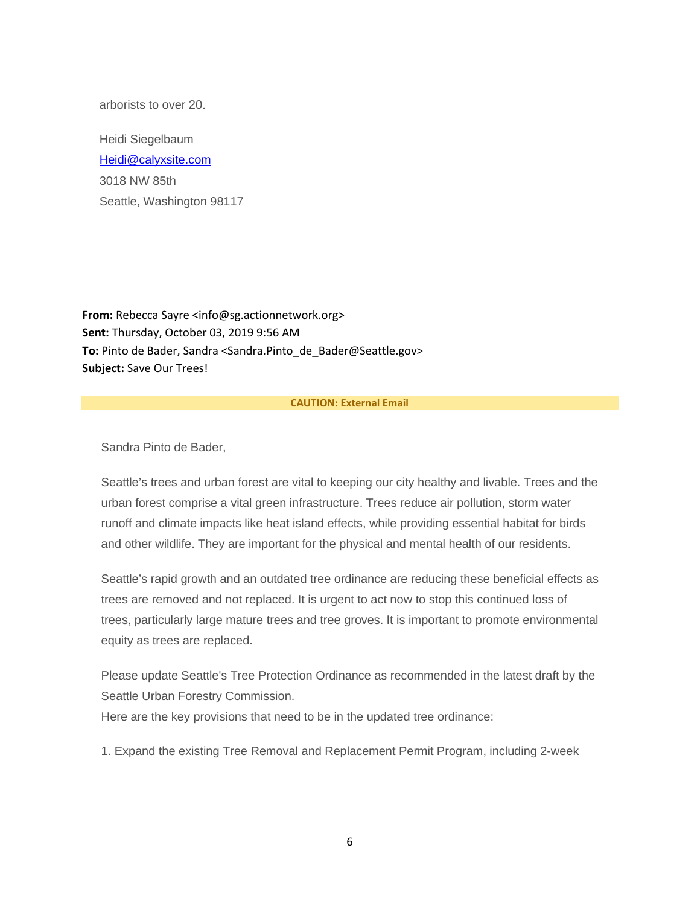arborists to over 20.

Heidi Siegelbaum  
Heidi@calyxsite.com  
3018 NW 85th  
Seattle, Washington 98117

---

**From:** Rebecca Sayre <info@sg.actionnetwork.org>  
**Sent:** Thursday, October 03, 2019 9:56 AM  
**To:** Pinto de Bader, Sandra <Sandra.Pinto_de_Bader@Seattle.gov>  
**Subject:** Save Our Trees!

**CAUTION: External Email**

Sandra Pinto de Bader,

Seattle's trees and urban forest are vital to keeping our city healthy and livable. Trees and the urban forest comprise a vital green infrastructure. Trees reduce air pollution, storm water runoff and climate impacts like heat island effects, while providing essential habitat for birds and other wildlife. They are important for the physical and mental health of our residents.

Seattle's rapid growth and an outdated tree ordinance are reducing these beneficial effects as trees are removed and not replaced. It is urgent to act now to stop this continued loss of trees, particularly large mature trees and tree groves. It is important to promote environmental equity as trees are replaced.

Please update Seattle's Tree Protection Ordinance as recommended in the latest draft by the Seattle Urban Forestry Commission.  
Here are the key provisions that need to be in the updated tree ordinance:

1. Expand the existing Tree Removal and Replacement Permit Program, including 2-week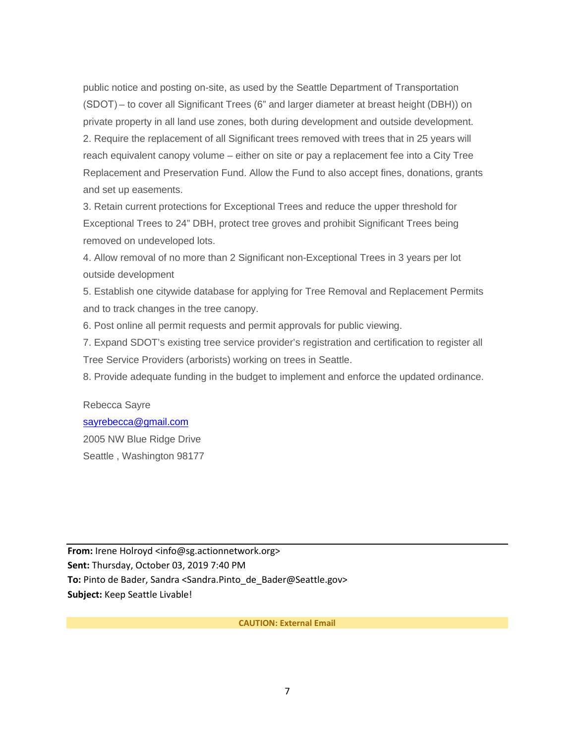public notice and posting on-site, as used by the Seattle Department of Transportation (SDOT) – to cover all Significant Trees (6" and larger diameter at breast height (DBH)) on private property in all land use zones, both during development and outside development.

2. Require the replacement of all Significant trees removed with trees that in 25 years will reach equivalent canopy volume – either on site or pay a replacement fee into a City Tree Replacement and Preservation Fund. Allow the Fund to also accept fines, donations, grants and set up easements.

3. Retain current protections for Exceptional Trees and reduce the upper threshold for Exceptional Trees to 24" DBH, protect tree groves and prohibit Significant Trees being removed on undeveloped lots.

4. Allow removal of no more than 2 Significant non-Exceptional Trees in 3 years per lot outside development

5. Establish one citywide database for applying for Tree Removal and Replacement Permits and to track changes in the tree canopy.

6. Post online all permit requests and permit approvals for public viewing.

7. Expand SDOT's existing tree service provider's registration and certification to register all Tree Service Providers (arborists) working on trees in Seattle.

8. Provide adequate funding in the budget to implement and enforce the updated ordinance.

Rebecca Sayre
sayrebecca@gmail.com
2005 NW Blue Ridge Drive
Seattle , Washington 98177

---

**From:** Irene Holroyd <info@sg.actionnetwork.org>
**Sent:** Thursday, October 03, 2019 7:40 PM
**To:** Pinto de Bader, Sandra <Sandra.Pinto_de_Bader@Seattle.gov>
**Subject:** Keep Seattle Livable!

**CAUTION: External Email**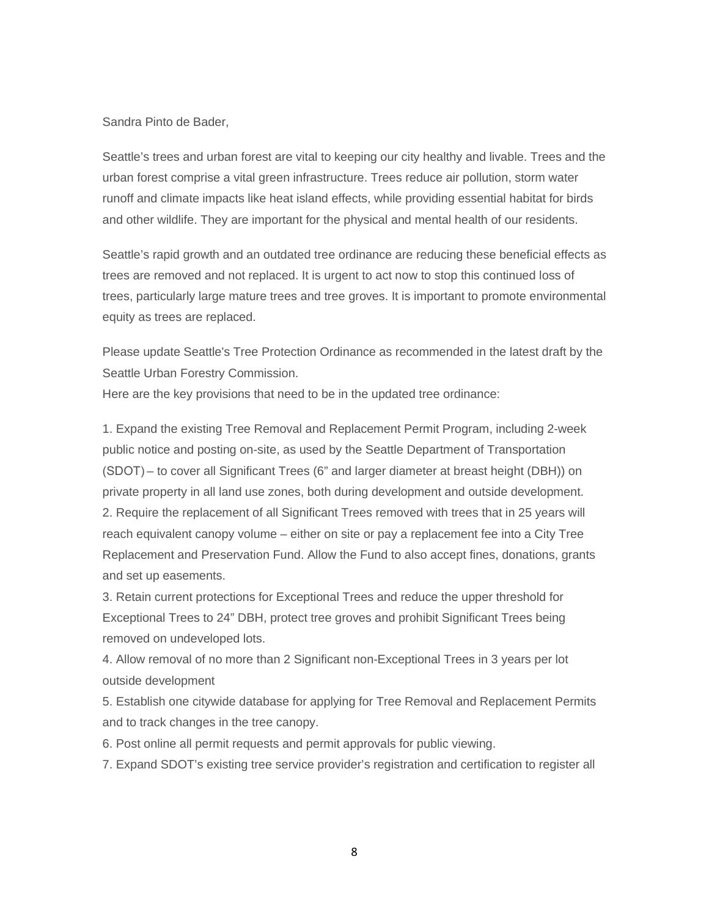Sandra Pinto de Bader,

Seattle's trees and urban forest are vital to keeping our city healthy and livable. Trees and the urban forest comprise a vital green infrastructure. Trees reduce air pollution, storm water runoff and climate impacts like heat island effects, while providing essential habitat for birds and other wildlife. They are important for the physical and mental health of our residents.

Seattle's rapid growth and an outdated tree ordinance are reducing these beneficial effects as trees are removed and not replaced. It is urgent to act now to stop this continued loss of trees, particularly large mature trees and tree groves. It is important to promote environmental equity as trees are replaced.

Please update Seattle's Tree Protection Ordinance as recommended in the latest draft by the Seattle Urban Forestry Commission.
Here are the key provisions that need to be in the updated tree ordinance:

1. Expand the existing Tree Removal and Replacement Permit Program, including 2-week public notice and posting on-site, as used by the Seattle Department of Transportation (SDOT) – to cover all Significant Trees (6" and larger diameter at breast height (DBH)) on private property in all land use zones, both during development and outside development.
2. Require the replacement of all Significant Trees removed with trees that in 25 years will reach equivalent canopy volume – either on site or pay a replacement fee into a City Tree Replacement and Preservation Fund. Allow the Fund to also accept fines, donations, grants and set up easements.
3. Retain current protections for Exceptional Trees and reduce the upper threshold for Exceptional Trees to 24" DBH, protect tree groves and prohibit Significant Trees being removed on undeveloped lots.
4. Allow removal of no more than 2 Significant non-Exceptional Trees in 3 years per lot outside development
5. Establish one citywide database for applying for Tree Removal and Replacement Permits and to track changes in the tree canopy.
6. Post online all permit requests and permit approvals for public viewing.
7. Expand SDOT's existing tree service provider's registration and certification to register all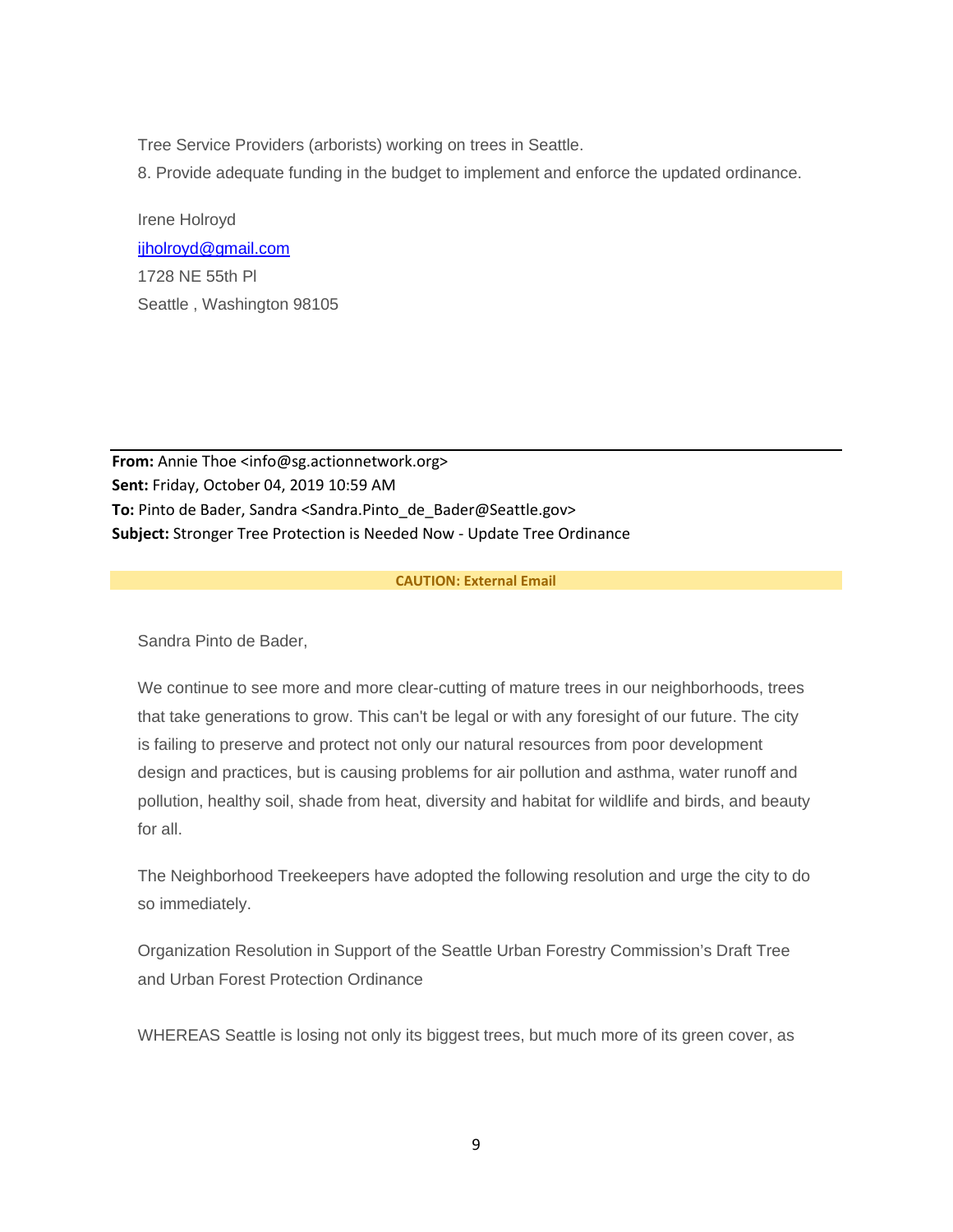Tree Service Providers (arborists) working on trees in Seattle.

8. Provide adequate funding in the budget to implement and enforce the updated ordinance.

Irene Holroyd
ijholroyd@gmail.com
1728 NE 55th Pl
Seattle , Washington 98105

---

**From:** Annie Thoe <info@sg.actionnetwork.org>
**Sent:** Friday, October 04, 2019 10:59 AM
**To:** Pinto de Bader, Sandra <Sandra.Pinto_de_Bader@Seattle.gov>
**Subject:** Stronger Tree Protection is Needed Now - Update Tree Ordinance

**CAUTION: External Email**

Sandra Pinto de Bader,

We continue to see more and more clear-cutting of mature trees in our neighborhoods, trees that take generations to grow. This can't be legal or with any foresight of our future. The city is failing to preserve and protect not only our natural resources from poor development design and practices, but is causing problems for air pollution and asthma, water runoff and pollution, healthy soil, shade from heat, diversity and habitat for wildlife and birds, and beauty for all.

The Neighborhood Treekeepers have adopted the following resolution and urge the city to do so immediately.

Organization Resolution in Support of the Seattle Urban Forestry Commission's Draft Tree and Urban Forest Protection Ordinance

WHEREAS Seattle is losing not only its biggest trees, but much more of its green cover, as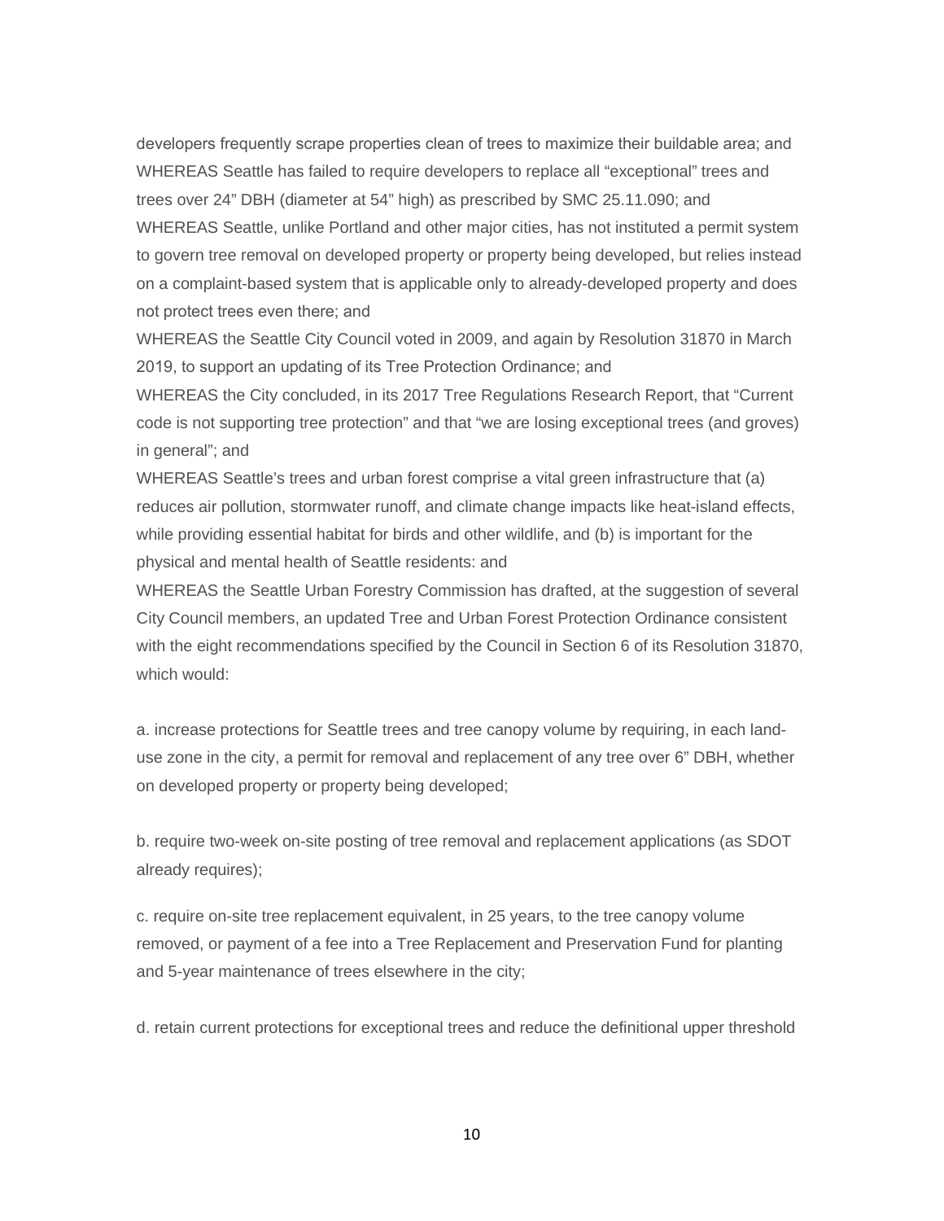developers frequently scrape properties clean of trees to maximize their buildable area; and
WHEREAS Seattle has failed to require developers to replace all "exceptional" trees and trees over 24" DBH (diameter at 54" high) as prescribed by SMC 25.11.090; and
WHEREAS Seattle, unlike Portland and other major cities, has not instituted a permit system to govern tree removal on developed property or property being developed, but relies instead on a complaint-based system that is applicable only to already-developed property and does not protect trees even there; and
WHEREAS the Seattle City Council voted in 2009, and again by Resolution 31870 in March 2019, to support an updating of its Tree Protection Ordinance; and
WHEREAS the City concluded, in its 2017 Tree Regulations Research Report, that "Current code is not supporting tree protection" and that "we are losing exceptional trees (and groves) in general"; and
WHEREAS Seattle's trees and urban forest comprise a vital green infrastructure that (a) reduces air pollution, stormwater runoff, and climate change impacts like heat-island effects, while providing essential habitat for birds and other wildlife, and (b) is important for the physical and mental health of Seattle residents: and
WHEREAS the Seattle Urban Forestry Commission has drafted, at the suggestion of several City Council members, an updated Tree and Urban Forest Protection Ordinance consistent with the eight recommendations specified by the Council in Section 6 of its Resolution 31870, which would:

a. increase protections for Seattle trees and tree canopy volume by requiring, in each land-use zone in the city, a permit for removal and replacement of any tree over 6" DBH, whether on developed property or property being developed;

b. require two-week on-site posting of tree removal and replacement applications (as SDOT already requires);

c. require on-site tree replacement equivalent, in 25 years, to the tree canopy volume removed, or payment of a fee into a Tree Replacement and Preservation Fund for planting and 5-year maintenance of trees elsewhere in the city;

d. retain current protections for exceptional trees and reduce the definitional upper threshold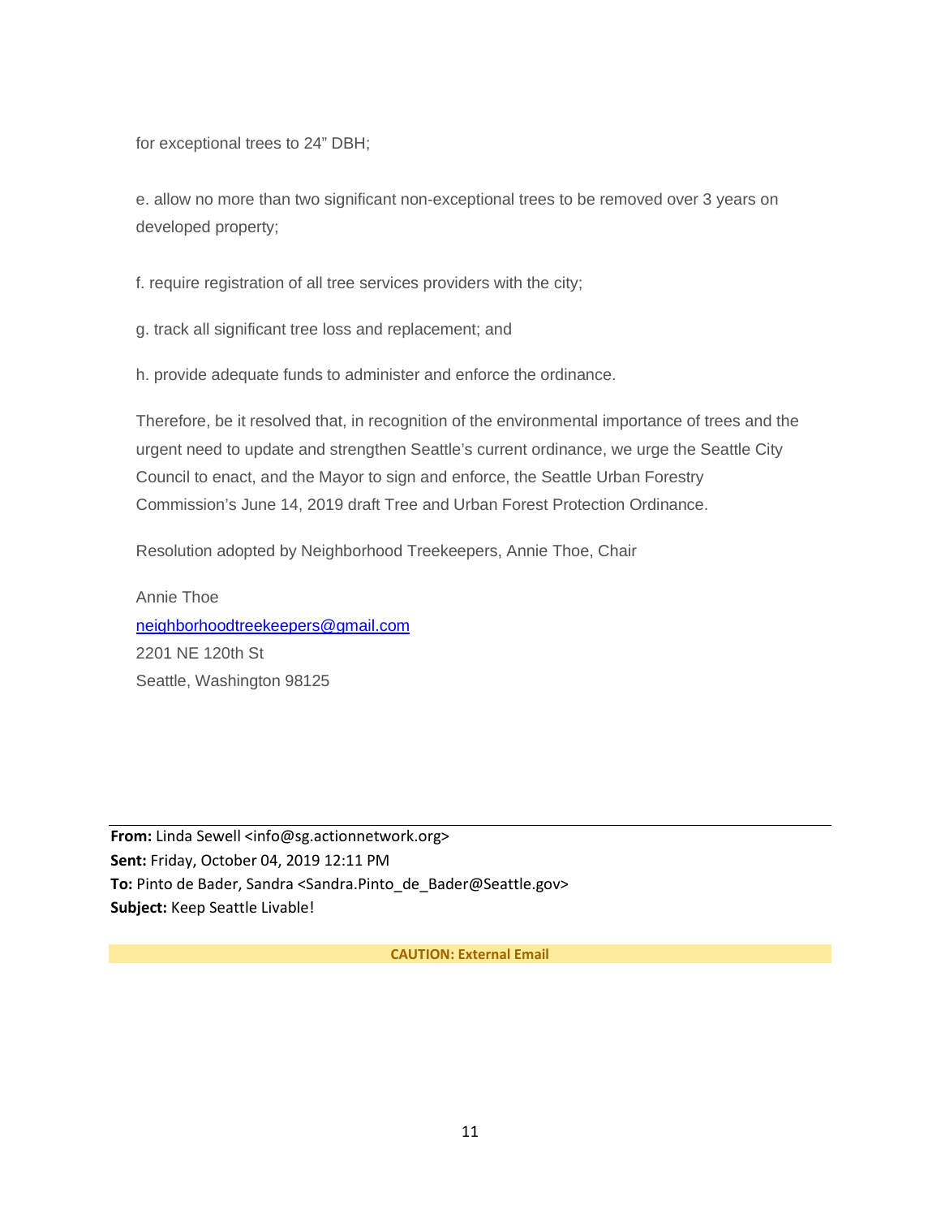for exceptional trees to 24” DBH;

e. allow no more than two significant non-exceptional trees to be removed over 3 years on developed property;

f. require registration of all tree services providers with the city;

g. track all significant tree loss and replacement; and

h. provide adequate funds to administer and enforce the ordinance.

Therefore, be it resolved that, in recognition of the environmental importance of trees and the urgent need to update and strengthen Seattle’s current ordinance, we urge the Seattle City Council to enact, and the Mayor to sign and enforce, the Seattle Urban Forestry Commission’s June 14, 2019 draft Tree and Urban Forest Protection Ordinance.

Resolution adopted by Neighborhood Treekeepers, Annie Thoe, Chair

Annie Thoe
neighborhoodtreekeepers@gmail.com
2201 NE 120th St
Seattle, Washington 98125

---

**From:** Linda Sewell <info@sg.actionnetwork.org>
**Sent:** Friday, October 04, 2019 12:11 PM
**To:** Pinto de Bader, Sandra <Sandra.Pinto_de_Bader@Seattle.gov>
**Subject:** Keep Seattle Livable!

**CAUTION: External Email**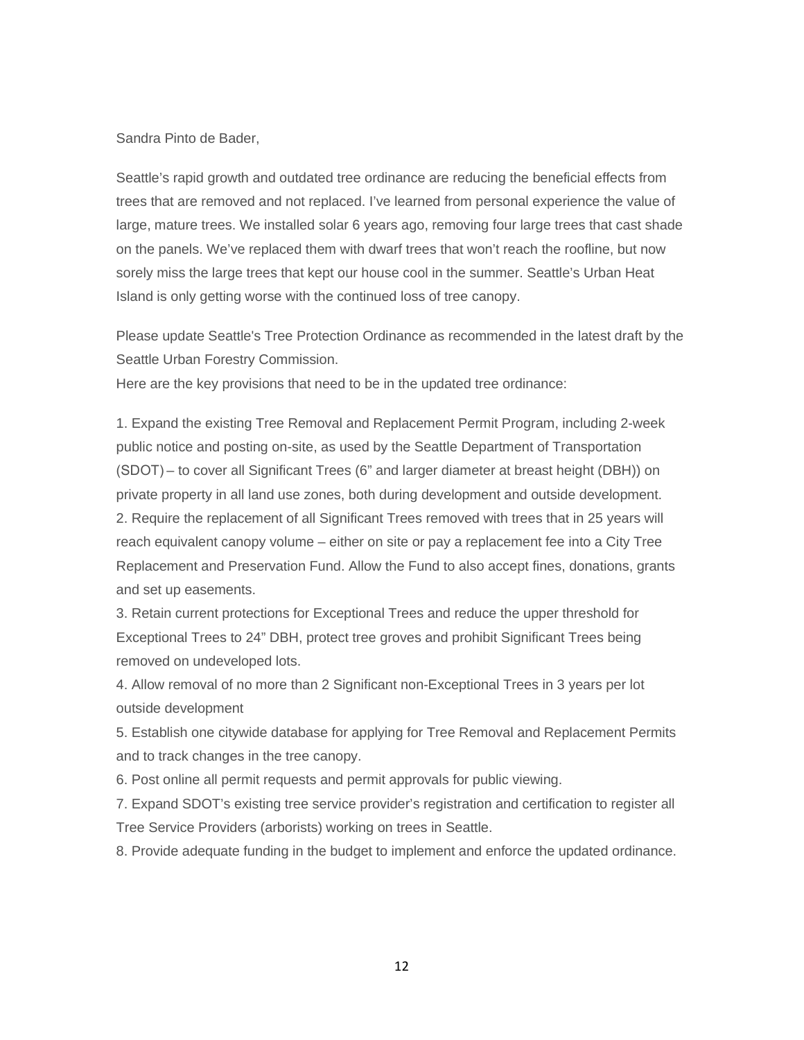Sandra Pinto de Bader,

Seattle's rapid growth and outdated tree ordinance are reducing the beneficial effects from trees that are removed and not replaced. I've learned from personal experience the value of large, mature trees. We installed solar 6 years ago, removing four large trees that cast shade on the panels. We've replaced them with dwarf trees that won't reach the roofline, but now sorely miss the large trees that kept our house cool in the summer. Seattle's Urban Heat Island is only getting worse with the continued loss of tree canopy.

Please update Seattle's Tree Protection Ordinance as recommended in the latest draft by the Seattle Urban Forestry Commission.

Here are the key provisions that need to be in the updated tree ordinance:

1. Expand the existing Tree Removal and Replacement Permit Program, including 2-week public notice and posting on-site, as used by the Seattle Department of Transportation (SDOT) – to cover all Significant Trees (6" and larger diameter at breast height (DBH)) on private property in all land use zones, both during development and outside development.
2. Require the replacement of all Significant Trees removed with trees that in 25 years will reach equivalent canopy volume – either on site or pay a replacement fee into a City Tree Replacement and Preservation Fund. Allow the Fund to also accept fines, donations, grants and set up easements.
3. Retain current protections for Exceptional Trees and reduce the upper threshold for Exceptional Trees to 24" DBH, protect tree groves and prohibit Significant Trees being removed on undeveloped lots.
4. Allow removal of no more than 2 Significant non-Exceptional Trees in 3 years per lot outside development
5. Establish one citywide database for applying for Tree Removal and Replacement Permits and to track changes in the tree canopy.
6. Post online all permit requests and permit approvals for public viewing.
7. Expand SDOT's existing tree service provider's registration and certification to register all Tree Service Providers (arborists) working on trees in Seattle.
8. Provide adequate funding in the budget to implement and enforce the updated ordinance.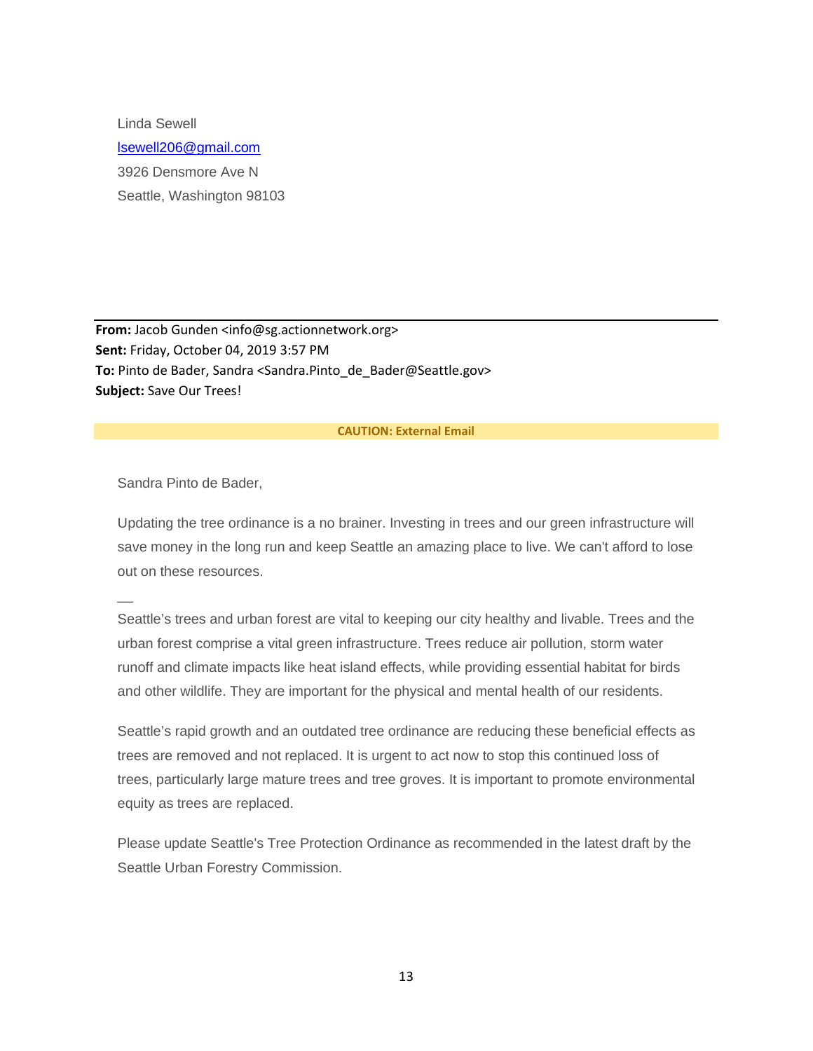Linda Sewell
lsewell206@gmail.com
3926 Densmore Ave N
Seattle, Washington 98103

---

**From:** Jacob Gunden <info@sg.actionnetwork.org>
**Sent:** Friday, October 04, 2019 3:57 PM
**To:** Pinto de Bader, Sandra <Sandra.Pinto_de_Bader@Seattle.gov>
**Subject:** Save Our Trees!

**CAUTION: External Email**

Sandra Pinto de Bader,

Updating the tree ordinance is a no brainer. Investing in trees and our green infrastructure will save money in the long run and keep Seattle an amazing place to live. We can't afford to lose out on these resources.

—

Seattle's trees and urban forest are vital to keeping our city healthy and livable. Trees and the urban forest comprise a vital green infrastructure. Trees reduce air pollution, storm water runoff and climate impacts like heat island effects, while providing essential habitat for birds and other wildlife. They are important for the physical and mental health of our residents.

Seattle's rapid growth and an outdated tree ordinance are reducing these beneficial effects as trees are removed and not replaced. It is urgent to act now to stop this continued loss of trees, particularly large mature trees and tree groves. It is important to promote environmental equity as trees are replaced.

Please update Seattle's Tree Protection Ordinance as recommended in the latest draft by the Seattle Urban Forestry Commission.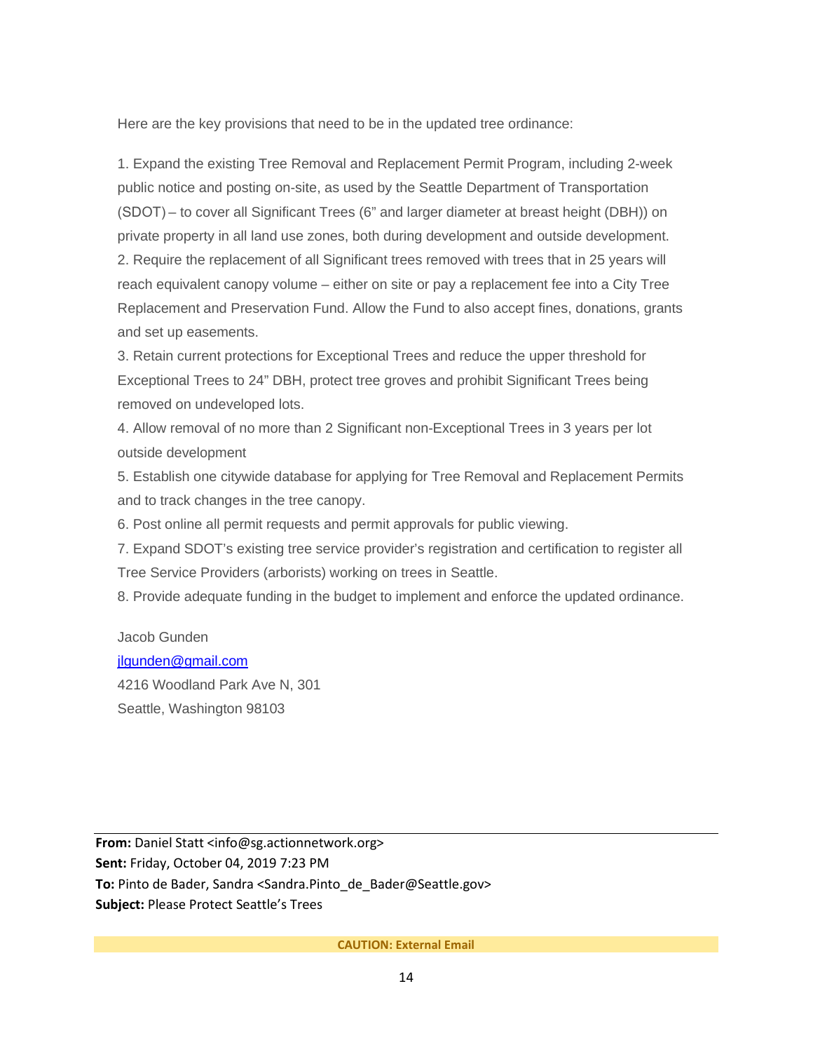Here are the key provisions that need to be in the updated tree ordinance:

1. Expand the existing Tree Removal and Replacement Permit Program, including 2-week public notice and posting on-site, as used by the Seattle Department of Transportation (SDOT) – to cover all Significant Trees (6" and larger diameter at breast height (DBH)) on private property in all land use zones, both during development and outside development.
2. Require the replacement of all Significant trees removed with trees that in 25 years will reach equivalent canopy volume – either on site or pay a replacement fee into a City Tree Replacement and Preservation Fund. Allow the Fund to also accept fines, donations, grants and set up easements.
3. Retain current protections for Exceptional Trees and reduce the upper threshold for Exceptional Trees to 24" DBH, protect tree groves and prohibit Significant Trees being removed on undeveloped lots.
4. Allow removal of no more than 2 Significant non-Exceptional Trees in 3 years per lot outside development
5. Establish one citywide database for applying for Tree Removal and Replacement Permits and to track changes in the tree canopy.
6. Post online all permit requests and permit approvals for public viewing.
7. Expand SDOT's existing tree service provider's registration and certification to register all Tree Service Providers (arborists) working on trees in Seattle.
8. Provide adequate funding in the budget to implement and enforce the updated ordinance.

Jacob Gunden
jlgunden@gmail.com
4216 Woodland Park Ave N, 301
Seattle, Washington 98103

---

**From:** Daniel Statt <info@sg.actionnetwork.org>
**Sent:** Friday, October 04, 2019 7:23 PM
**To:** Pinto de Bader, Sandra <Sandra.Pinto_de_Bader@Seattle.gov>
**Subject:** Please Protect Seattle's Trees

**CAUTION: External Email**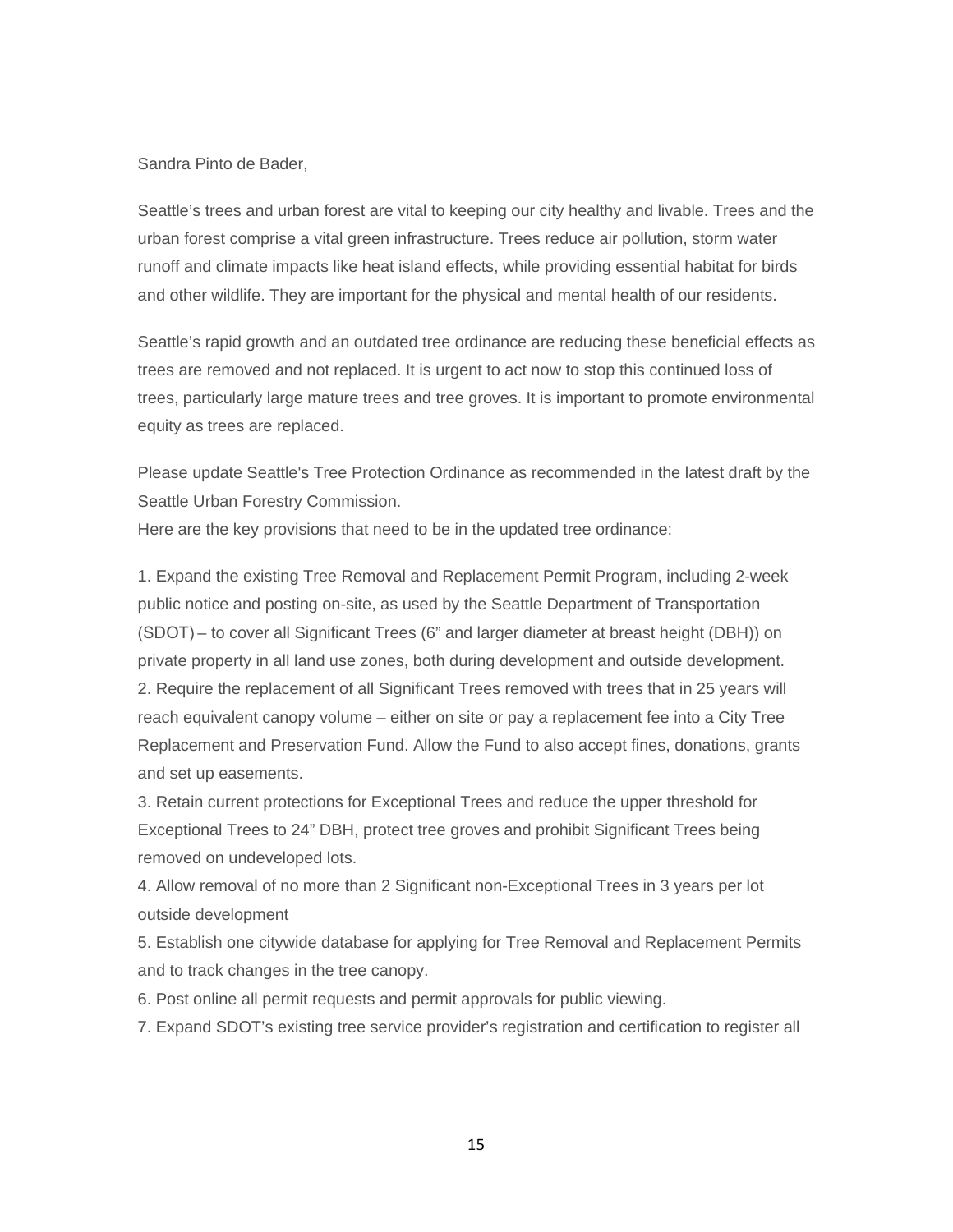Sandra Pinto de Bader,

Seattle's trees and urban forest are vital to keeping our city healthy and livable. Trees and the urban forest comprise a vital green infrastructure. Trees reduce air pollution, storm water runoff and climate impacts like heat island effects, while providing essential habitat for birds and other wildlife. They are important for the physical and mental health of our residents.

Seattle's rapid growth and an outdated tree ordinance are reducing these beneficial effects as trees are removed and not replaced. It is urgent to act now to stop this continued loss of trees, particularly large mature trees and tree groves. It is important to promote environmental equity as trees are replaced.

Please update Seattle's Tree Protection Ordinance as recommended in the latest draft by the Seattle Urban Forestry Commission.
Here are the key provisions that need to be in the updated tree ordinance:

1. Expand the existing Tree Removal and Replacement Permit Program, including 2-week public notice and posting on-site, as used by the Seattle Department of Transportation (SDOT) – to cover all Significant Trees (6" and larger diameter at breast height (DBH)) on private property in all land use zones, both during development and outside development.
2. Require the replacement of all Significant Trees removed with trees that in 25 years will reach equivalent canopy volume – either on site or pay a replacement fee into a City Tree Replacement and Preservation Fund. Allow the Fund to also accept fines, donations, grants and set up easements.
3. Retain current protections for Exceptional Trees and reduce the upper threshold for Exceptional Trees to 24" DBH, protect tree groves and prohibit Significant Trees being removed on undeveloped lots.
4. Allow removal of no more than 2 Significant non-Exceptional Trees in 3 years per lot outside development
5. Establish one citywide database for applying for Tree Removal and Replacement Permits and to track changes in the tree canopy.
6. Post online all permit requests and permit approvals for public viewing.
7. Expand SDOT's existing tree service provider's registration and certification to register all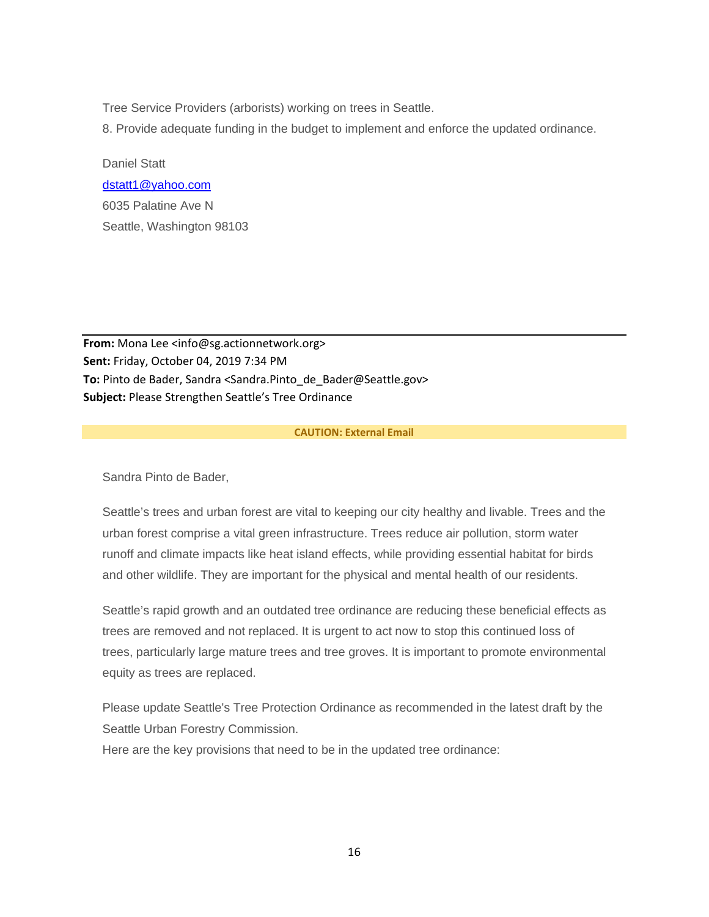Tree Service Providers (arborists) working on trees in Seattle.

8. Provide adequate funding in the budget to implement and enforce the updated ordinance.

Daniel Statt
dstatt1@yahoo.com
6035 Palatine Ave N
Seattle, Washington 98103

---

**From:** Mona Lee <info@sg.actionnetwork.org>
**Sent:** Friday, October 04, 2019 7:34 PM
**To:** Pinto de Bader, Sandra <Sandra.Pinto_de_Bader@Seattle.gov>
**Subject:** Please Strengthen Seattle's Tree Ordinance

**CAUTION: External Email**

Sandra Pinto de Bader,

Seattle's trees and urban forest are vital to keeping our city healthy and livable. Trees and the urban forest comprise a vital green infrastructure. Trees reduce air pollution, storm water runoff and climate impacts like heat island effects, while providing essential habitat for birds and other wildlife. They are important for the physical and mental health of our residents.

Seattle's rapid growth and an outdated tree ordinance are reducing these beneficial effects as trees are removed and not replaced. It is urgent to act now to stop this continued loss of trees, particularly large mature trees and tree groves. It is important to promote environmental equity as trees are replaced.

Please update Seattle's Tree Protection Ordinance as recommended in the latest draft by the Seattle Urban Forestry Commission.
Here are the key provisions that need to be in the updated tree ordinance: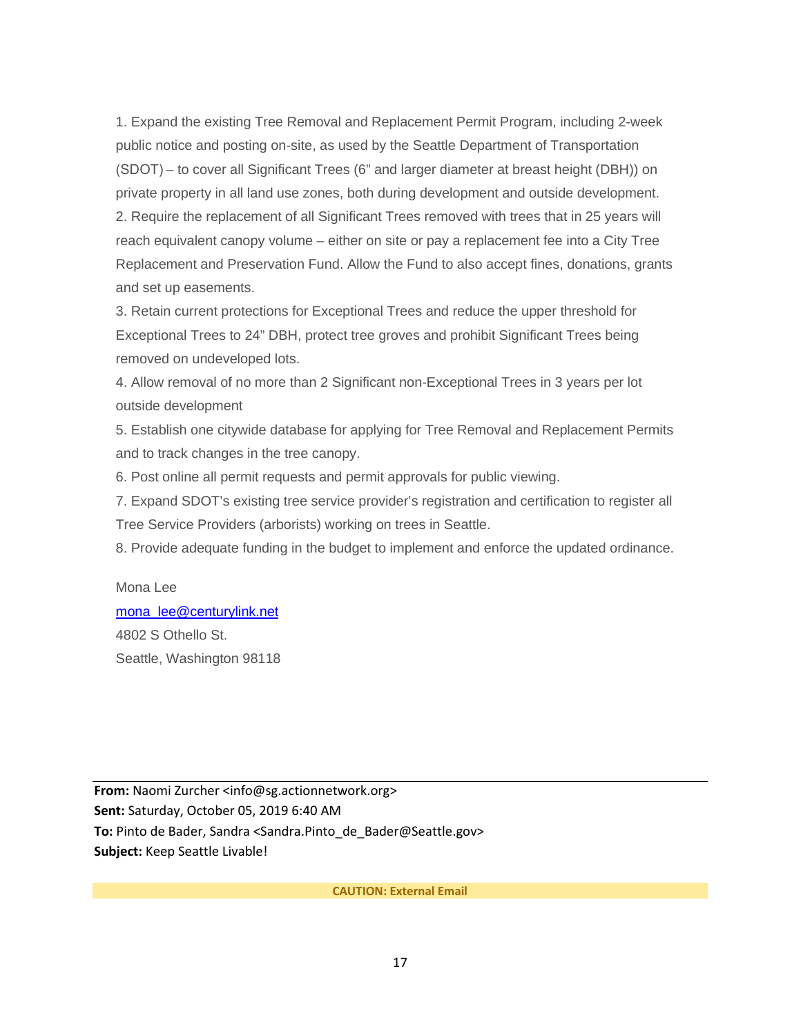1. Expand the existing Tree Removal and Replacement Permit Program, including 2-week public notice and posting on-site, as used by the Seattle Department of Transportation (SDOT) – to cover all Significant Trees (6" and larger diameter at breast height (DBH)) on private property in all land use zones, both during development and outside development.
2. Require the replacement of all Significant Trees removed with trees that in 25 years will reach equivalent canopy volume – either on site or pay a replacement fee into a City Tree Replacement and Preservation Fund. Allow the Fund to also accept fines, donations, grants and set up easements.
3. Retain current protections for Exceptional Trees and reduce the upper threshold for Exceptional Trees to 24" DBH, protect tree groves and prohibit Significant Trees being removed on undeveloped lots.
4. Allow removal of no more than 2 Significant non-Exceptional Trees in 3 years per lot outside development
5. Establish one citywide database for applying for Tree Removal and Replacement Permits and to track changes in the tree canopy.
6. Post online all permit requests and permit approvals for public viewing.
7. Expand SDOT's existing tree service provider's registration and certification to register all Tree Service Providers (arborists) working on trees in Seattle.
8. Provide adequate funding in the budget to implement and enforce the updated ordinance.

Mona Lee
mona_lee@centurylink.net
4802 S Othello St.
Seattle, Washington 98118

---

**From:** Naomi Zurcher <info@sg.actionnetwork.org>
**Sent:** Saturday, October 05, 2019 6:40 AM
**To:** Pinto de Bader, Sandra <Sandra.Pinto_de_Bader@Seattle.gov>
**Subject:** Keep Seattle Livable!

**CAUTION: External Email**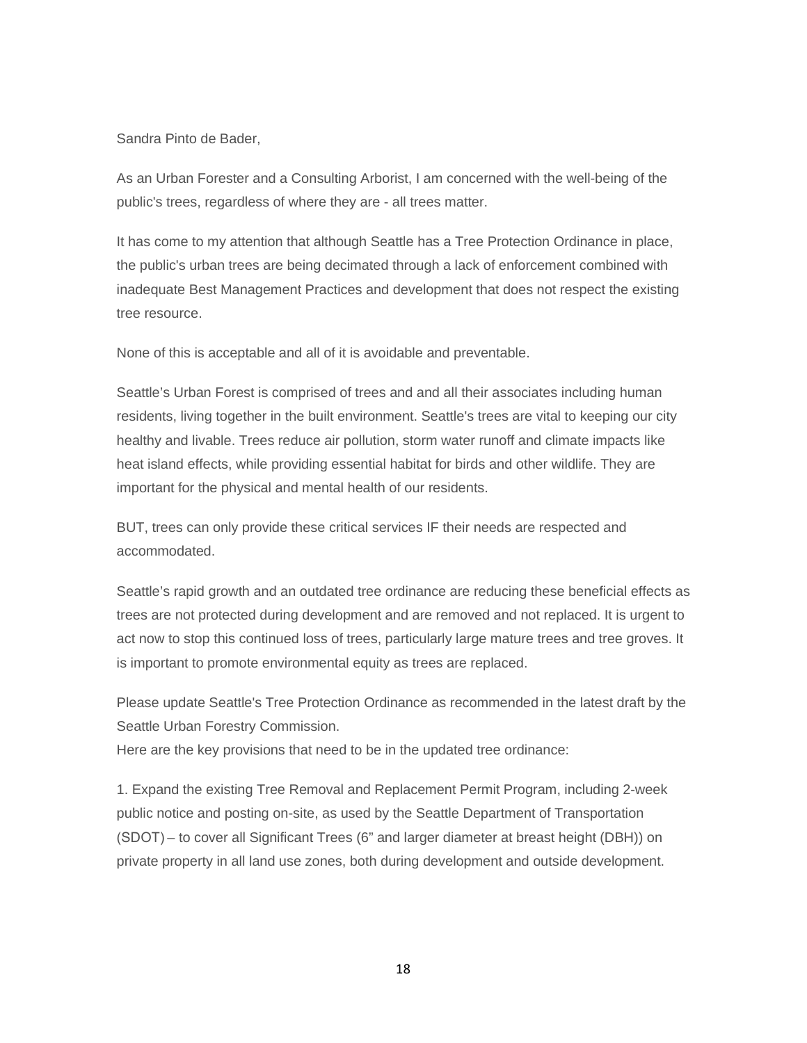Sandra Pinto de Bader,

As an Urban Forester and a Consulting Arborist, I am concerned with the well-being of the public's trees, regardless of where they are - all trees matter.

It has come to my attention that although Seattle has a Tree Protection Ordinance in place, the public's urban trees are being decimated through a lack of enforcement combined with inadequate Best Management Practices and development that does not respect the existing tree resource.

None of this is acceptable and all of it is avoidable and preventable.

Seattle's Urban Forest is comprised of trees and and all their associates including human residents, living together in the built environment. Seattle's trees are vital to keeping our city healthy and livable. Trees reduce air pollution, storm water runoff and climate impacts like heat island effects, while providing essential habitat for birds and other wildlife. They are important for the physical and mental health of our residents.

BUT, trees can only provide these critical services IF their needs are respected and accommodated.

Seattle's rapid growth and an outdated tree ordinance are reducing these beneficial effects as trees are not protected during development and are removed and not replaced. It is urgent to act now to stop this continued loss of trees, particularly large mature trees and tree groves. It is important to promote environmental equity as trees are replaced.

Please update Seattle's Tree Protection Ordinance as recommended in the latest draft by the Seattle Urban Forestry Commission.
Here are the key provisions that need to be in the updated tree ordinance:

1. Expand the existing Tree Removal and Replacement Permit Program, including 2-week public notice and posting on-site, as used by the Seattle Department of Transportation (SDOT) – to cover all Significant Trees (6" and larger diameter at breast height (DBH)) on private property in all land use zones, both during development and outside development.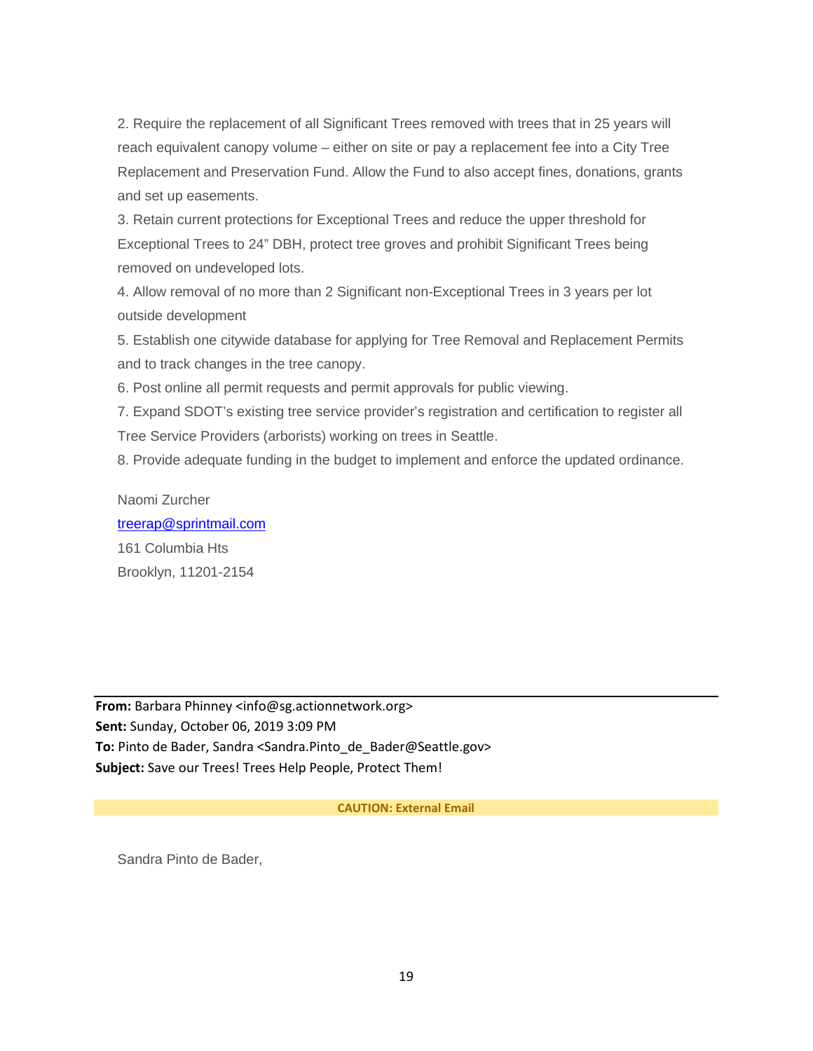2. Require the replacement of all Significant Trees removed with trees that in 25 years will reach equivalent canopy volume – either on site or pay a replacement fee into a City Tree Replacement and Preservation Fund. Allow the Fund to also accept fines, donations, grants and set up easements.
3. Retain current protections for Exceptional Trees and reduce the upper threshold for Exceptional Trees to 24" DBH, protect tree groves and prohibit Significant Trees being removed on undeveloped lots.
4. Allow removal of no more than 2 Significant non-Exceptional Trees in 3 years per lot outside development
5. Establish one citywide database for applying for Tree Removal and Replacement Permits and to track changes in the tree canopy.
6. Post online all permit requests and permit approvals for public viewing.
7. Expand SDOT's existing tree service provider's registration and certification to register all Tree Service Providers (arborists) working on trees in Seattle.
8. Provide adequate funding in the budget to implement and enforce the updated ordinance.

Naomi Zurcher
treerap@sprintmail.com
161 Columbia Hts
Brooklyn, 11201-2154

---

**From:** Barbara Phinney <info@sg.actionnetwork.org>
**Sent:** Sunday, October 06, 2019 3:09 PM
**To:** Pinto de Bader, Sandra <Sandra.Pinto_de_Bader@Seattle.gov>
**Subject:** Save our Trees! Trees Help People, Protect Them!

**CAUTION: External Email**

Sandra Pinto de Bader,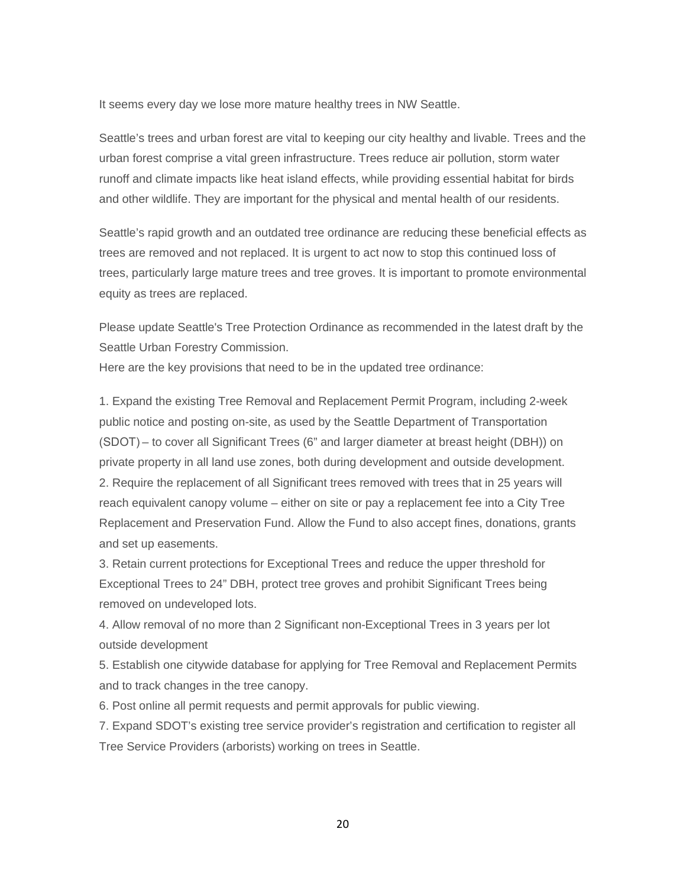It seems every day we lose more mature healthy trees in NW Seattle.

Seattle's trees and urban forest are vital to keeping our city healthy and livable. Trees and the urban forest comprise a vital green infrastructure. Trees reduce air pollution, storm water runoff and climate impacts like heat island effects, while providing essential habitat for birds and other wildlife. They are important for the physical and mental health of our residents.

Seattle's rapid growth and an outdated tree ordinance are reducing these beneficial effects as trees are removed and not replaced. It is urgent to act now to stop this continued loss of trees, particularly large mature trees and tree groves. It is important to promote environmental equity as trees are replaced.

Please update Seattle's Tree Protection Ordinance as recommended in the latest draft by the Seattle Urban Forestry Commission.

Here are the key provisions that need to be in the updated tree ordinance:

1. Expand the existing Tree Removal and Replacement Permit Program, including 2-week public notice and posting on-site, as used by the Seattle Department of Transportation (SDOT) – to cover all Significant Trees (6" and larger diameter at breast height (DBH)) on private property in all land use zones, both during development and outside development.
2. Require the replacement of all Significant trees removed with trees that in 25 years will reach equivalent canopy volume – either on site or pay a replacement fee into a City Tree Replacement and Preservation Fund. Allow the Fund to also accept fines, donations, grants and set up easements.
3. Retain current protections for Exceptional Trees and reduce the upper threshold for Exceptional Trees to 24" DBH, protect tree groves and prohibit Significant Trees being removed on undeveloped lots.
4. Allow removal of no more than 2 Significant non-Exceptional Trees in 3 years per lot outside development
5. Establish one citywide database for applying for Tree Removal and Replacement Permits and to track changes in the tree canopy.
6. Post online all permit requests and permit approvals for public viewing.
7. Expand SDOT's existing tree service provider's registration and certification to register all Tree Service Providers (arborists) working on trees in Seattle.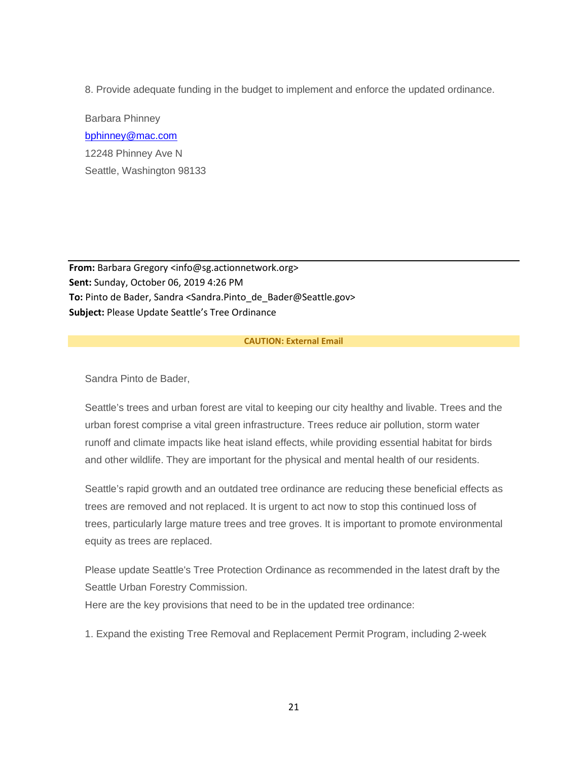8. Provide adequate funding in the budget to implement and enforce the updated ordinance.

Barbara Phinney
bphinney@mac.com
12248 Phinney Ave N
Seattle, Washington 98133

---

**From:** Barbara Gregory <info@sg.actionnetwork.org>
**Sent:** Sunday, October 06, 2019 4:26 PM
**To:** Pinto de Bader, Sandra <Sandra.Pinto_de_Bader@Seattle.gov>
**Subject:** Please Update Seattle's Tree Ordinance

**CAUTION: External Email**

Sandra Pinto de Bader,

Seattle's trees and urban forest are vital to keeping our city healthy and livable. Trees and the urban forest comprise a vital green infrastructure. Trees reduce air pollution, storm water runoff and climate impacts like heat island effects, while providing essential habitat for birds and other wildlife. They are important for the physical and mental health of our residents.

Seattle's rapid growth and an outdated tree ordinance are reducing these beneficial effects as trees are removed and not replaced. It is urgent to act now to stop this continued loss of trees, particularly large mature trees and tree groves. It is important to promote environmental equity as trees are replaced.

Please update Seattle's Tree Protection Ordinance as recommended in the latest draft by the Seattle Urban Forestry Commission.
Here are the key provisions that need to be in the updated tree ordinance:

1. Expand the existing Tree Removal and Replacement Permit Program, including 2-week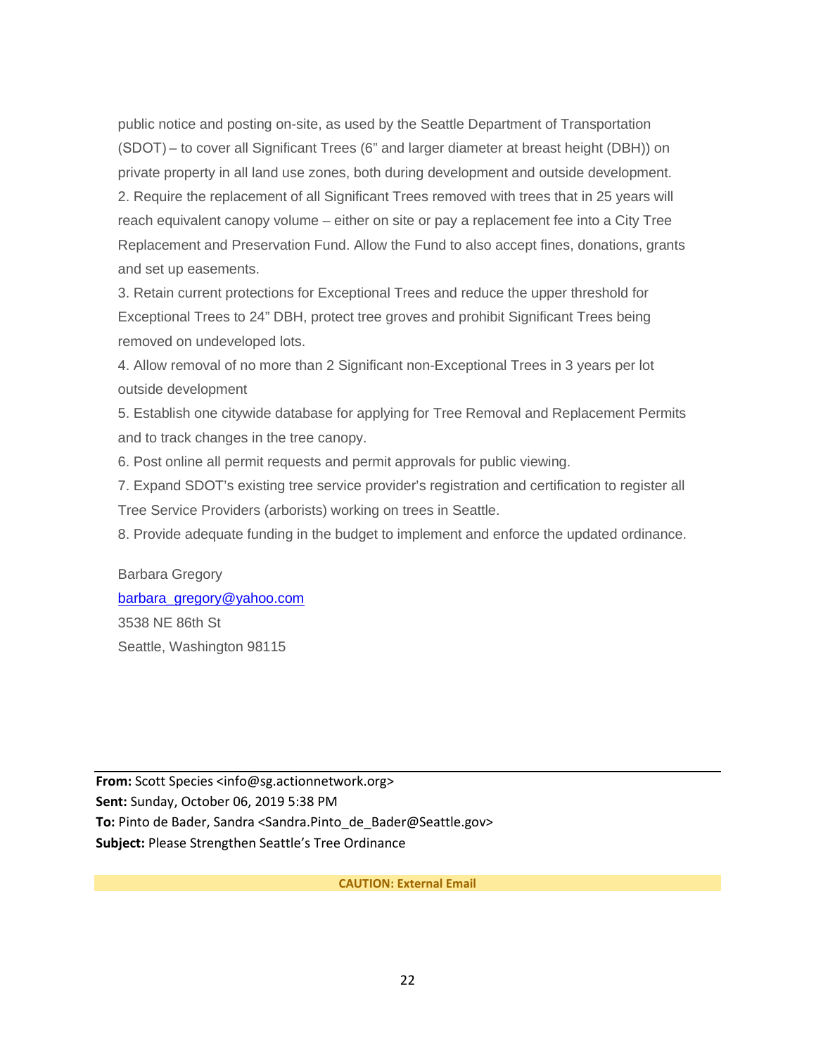public notice and posting on-site, as used by the Seattle Department of Transportation (SDOT) – to cover all Significant Trees (6" and larger diameter at breast height (DBH)) on private property in all land use zones, both during development and outside development.

2. Require the replacement of all Significant Trees removed with trees that in 25 years will reach equivalent canopy volume – either on site or pay a replacement fee into a City Tree Replacement and Preservation Fund. Allow the Fund to also accept fines, donations, grants and set up easements.

3. Retain current protections for Exceptional Trees and reduce the upper threshold for Exceptional Trees to 24" DBH, protect tree groves and prohibit Significant Trees being removed on undeveloped lots.

4. Allow removal of no more than 2 Significant non-Exceptional Trees in 3 years per lot outside development

5. Establish one citywide database for applying for Tree Removal and Replacement Permits and to track changes in the tree canopy.

6. Post online all permit requests and permit approvals for public viewing.

7. Expand SDOT's existing tree service provider's registration and certification to register all Tree Service Providers (arborists) working on trees in Seattle.

8. Provide adequate funding in the budget to implement and enforce the updated ordinance.

Barbara Gregory
barbara_gregory@yahoo.com
3538 NE 86th St
Seattle, Washington 98115

---

**From:** Scott Species <info@sg.actionnetwork.org>
**Sent:** Sunday, October 06, 2019 5:38 PM
**To:** Pinto de Bader, Sandra <Sandra.Pinto_de_Bader@Seattle.gov>
**Subject:** Please Strengthen Seattle's Tree Ordinance

**CAUTION: External Email**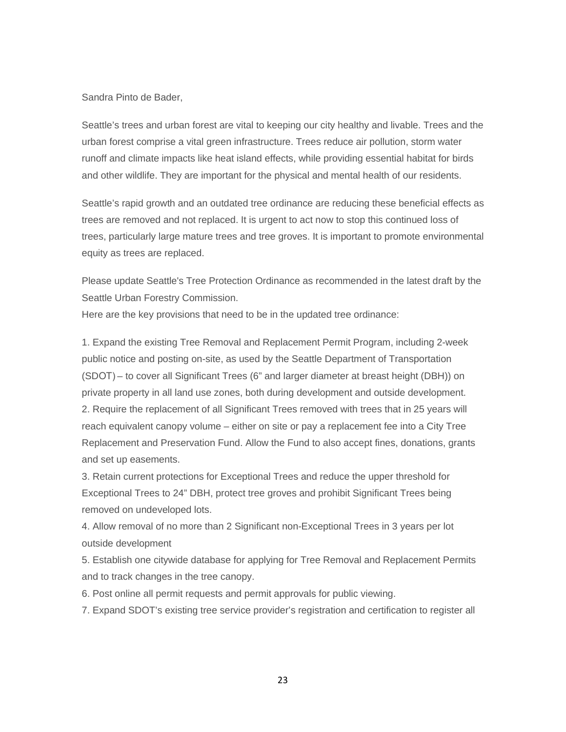Sandra Pinto de Bader,

Seattle's trees and urban forest are vital to keeping our city healthy and livable. Trees and the urban forest comprise a vital green infrastructure. Trees reduce air pollution, storm water runoff and climate impacts like heat island effects, while providing essential habitat for birds and other wildlife. They are important for the physical and mental health of our residents.

Seattle's rapid growth and an outdated tree ordinance are reducing these beneficial effects as trees are removed and not replaced. It is urgent to act now to stop this continued loss of trees, particularly large mature trees and tree groves. It is important to promote environmental equity as trees are replaced.

Please update Seattle's Tree Protection Ordinance as recommended in the latest draft by the Seattle Urban Forestry Commission.
Here are the key provisions that need to be in the updated tree ordinance:

1. Expand the existing Tree Removal and Replacement Permit Program, including 2-week public notice and posting on-site, as used by the Seattle Department of Transportation (SDOT) – to cover all Significant Trees (6" and larger diameter at breast height (DBH)) on private property in all land use zones, both during development and outside development.
2. Require the replacement of all Significant Trees removed with trees that in 25 years will reach equivalent canopy volume – either on site or pay a replacement fee into a City Tree Replacement and Preservation Fund. Allow the Fund to also accept fines, donations, grants and set up easements.
3. Retain current protections for Exceptional Trees and reduce the upper threshold for Exceptional Trees to 24" DBH, protect tree groves and prohibit Significant Trees being removed on undeveloped lots.
4. Allow removal of no more than 2 Significant non-Exceptional Trees in 3 years per lot outside development
5. Establish one citywide database for applying for Tree Removal and Replacement Permits and to track changes in the tree canopy.
6. Post online all permit requests and permit approvals for public viewing.
7. Expand SDOT's existing tree service provider's registration and certification to register all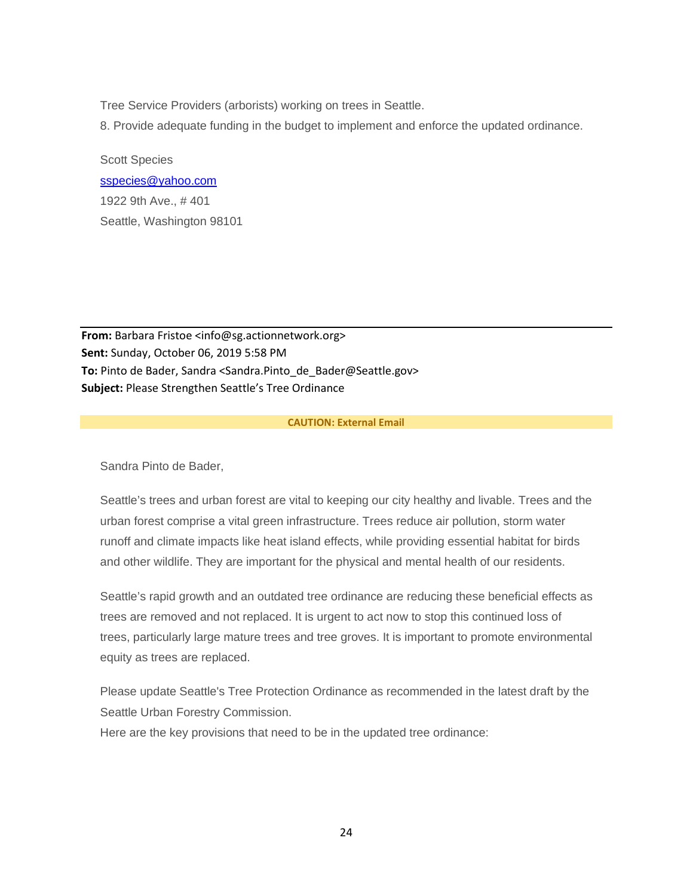Tree Service Providers (arborists) working on trees in Seattle.

8. Provide adequate funding in the budget to implement and enforce the updated ordinance.

Scott Species
sspecies@yahoo.com
1922 9th Ave., # 401
Seattle, Washington 98101

---

**From:** Barbara Fristoe <info@sg.actionnetwork.org>
**Sent:** Sunday, October 06, 2019 5:58 PM
**To:** Pinto de Bader, Sandra <Sandra.Pinto_de_Bader@Seattle.gov>
**Subject:** Please Strengthen Seattle's Tree Ordinance

**CAUTION: External Email**

Sandra Pinto de Bader,

Seattle's trees and urban forest are vital to keeping our city healthy and livable. Trees and the urban forest comprise a vital green infrastructure. Trees reduce air pollution, storm water runoff and climate impacts like heat island effects, while providing essential habitat for birds and other wildlife. They are important for the physical and mental health of our residents.

Seattle's rapid growth and an outdated tree ordinance are reducing these beneficial effects as trees are removed and not replaced. It is urgent to act now to stop this continued loss of trees, particularly large mature trees and tree groves. It is important to promote environmental equity as trees are replaced.

Please update Seattle's Tree Protection Ordinance as recommended in the latest draft by the Seattle Urban Forestry Commission.
Here are the key provisions that need to be in the updated tree ordinance: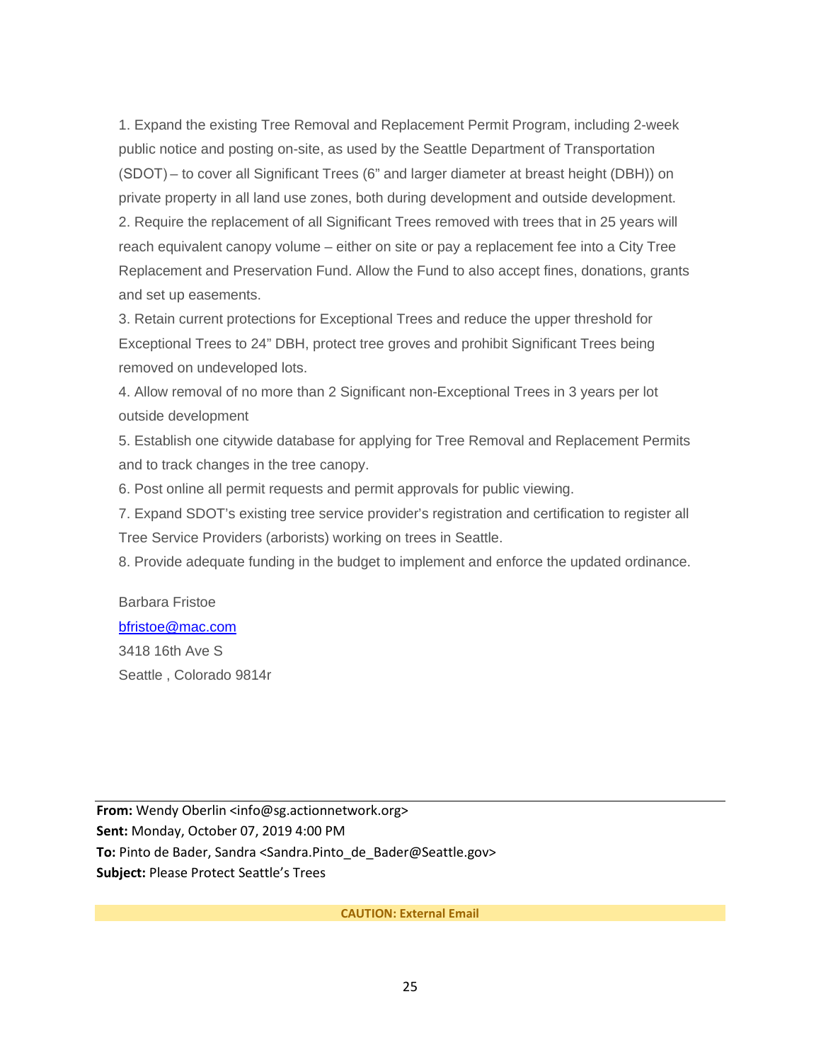1. Expand the existing Tree Removal and Replacement Permit Program, including 2-week public notice and posting on-site, as used by the Seattle Department of Transportation (SDOT) – to cover all Significant Trees (6" and larger diameter at breast height (DBH)) on private property in all land use zones, both during development and outside development.
2. Require the replacement of all Significant Trees removed with trees that in 25 years will reach equivalent canopy volume – either on site or pay a replacement fee into a City Tree Replacement and Preservation Fund. Allow the Fund to also accept fines, donations, grants and set up easements.
3. Retain current protections for Exceptional Trees and reduce the upper threshold for Exceptional Trees to 24" DBH, protect tree groves and prohibit Significant Trees being removed on undeveloped lots.
4. Allow removal of no more than 2 Significant non-Exceptional Trees in 3 years per lot outside development
5. Establish one citywide database for applying for Tree Removal and Replacement Permits and to track changes in the tree canopy.
6. Post online all permit requests and permit approvals for public viewing.
7. Expand SDOT's existing tree service provider's registration and certification to register all Tree Service Providers (arborists) working on trees in Seattle.
8. Provide adequate funding in the budget to implement and enforce the updated ordinance.

Barbara Fristoe
bfristoe@mac.com
3418 16th Ave S
Seattle , Colorado 9814r

---

**From:** Wendy Oberlin <info@sg.actionnetwork.org>
**Sent:** Monday, October 07, 2019 4:00 PM
**To:** Pinto de Bader, Sandra <Sandra.Pinto_de_Bader@Seattle.gov>
**Subject:** Please Protect Seattle's Trees

**CAUTION: External Email**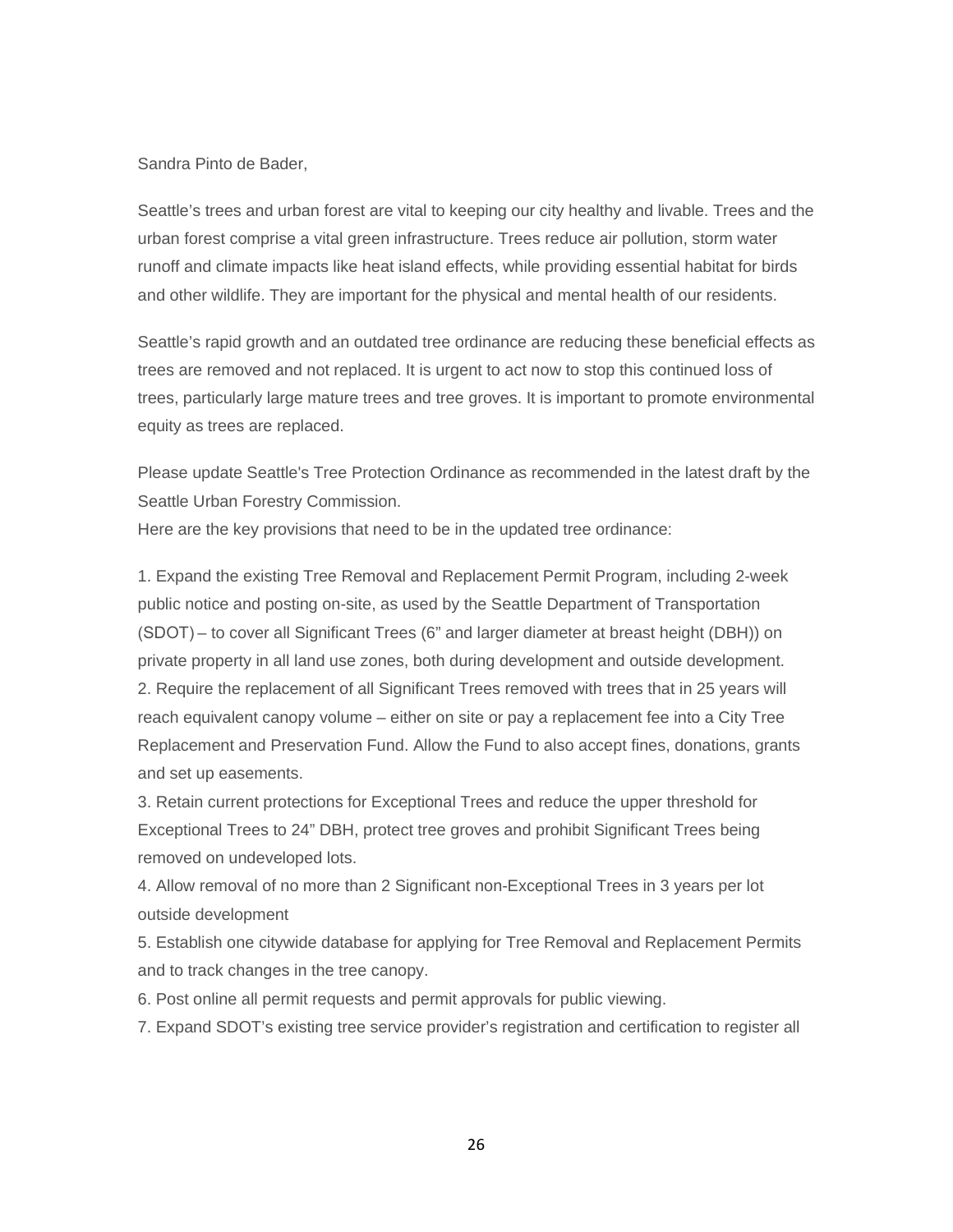Sandra Pinto de Bader,

Seattle's trees and urban forest are vital to keeping our city healthy and livable. Trees and the urban forest comprise a vital green infrastructure. Trees reduce air pollution, storm water runoff and climate impacts like heat island effects, while providing essential habitat for birds and other wildlife. They are important for the physical and mental health of our residents.

Seattle's rapid growth and an outdated tree ordinance are reducing these beneficial effects as trees are removed and not replaced. It is urgent to act now to stop this continued loss of trees, particularly large mature trees and tree groves. It is important to promote environmental equity as trees are replaced.

Please update Seattle's Tree Protection Ordinance as recommended in the latest draft by the Seattle Urban Forestry Commission.
Here are the key provisions that need to be in the updated tree ordinance:

1. Expand the existing Tree Removal and Replacement Permit Program, including 2-week public notice and posting on-site, as used by the Seattle Department of Transportation (SDOT) – to cover all Significant Trees (6" and larger diameter at breast height (DBH)) on private property in all land use zones, both during development and outside development.
2. Require the replacement of all Significant Trees removed with trees that in 25 years will reach equivalent canopy volume – either on site or pay a replacement fee into a City Tree Replacement and Preservation Fund. Allow the Fund to also accept fines, donations, grants and set up easements.
3. Retain current protections for Exceptional Trees and reduce the upper threshold for Exceptional Trees to 24" DBH, protect tree groves and prohibit Significant Trees being removed on undeveloped lots.
4. Allow removal of no more than 2 Significant non-Exceptional Trees in 3 years per lot outside development
5. Establish one citywide database for applying for Tree Removal and Replacement Permits and to track changes in the tree canopy.
6. Post online all permit requests and permit approvals for public viewing.
7. Expand SDOT's existing tree service provider's registration and certification to register all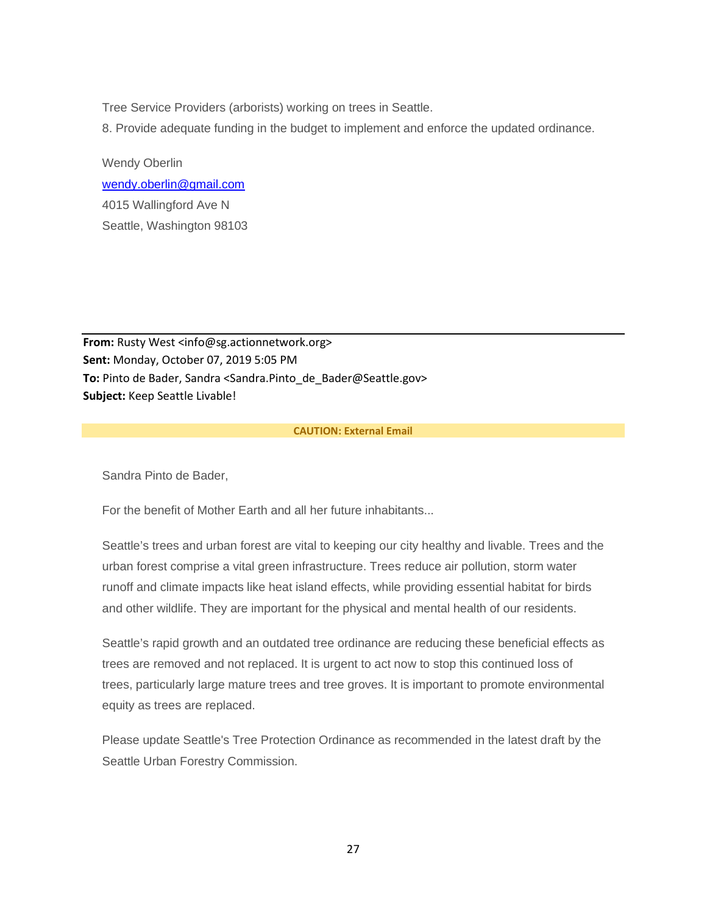Tree Service Providers (arborists) working on trees in Seattle.

8. Provide adequate funding in the budget to implement and enforce the updated ordinance.

Wendy Oberlin
wendy.oberlin@gmail.com
4015 Wallingford Ave N
Seattle, Washington 98103

---

**From:** Rusty West <info@sg.actionnetwork.org>
**Sent:** Monday, October 07, 2019 5:05 PM
**To:** Pinto de Bader, Sandra <Sandra.Pinto_de_Bader@Seattle.gov>
**Subject:** Keep Seattle Livable!

**CAUTION: External Email**

Sandra Pinto de Bader,

For the benefit of Mother Earth and all her future inhabitants...

Seattle's trees and urban forest are vital to keeping our city healthy and livable. Trees and the urban forest comprise a vital green infrastructure. Trees reduce air pollution, storm water runoff and climate impacts like heat island effects, while providing essential habitat for birds and other wildlife. They are important for the physical and mental health of our residents.

Seattle's rapid growth and an outdated tree ordinance are reducing these beneficial effects as trees are removed and not replaced. It is urgent to act now to stop this continued loss of trees, particularly large mature trees and tree groves. It is important to promote environmental equity as trees are replaced.

Please update Seattle's Tree Protection Ordinance as recommended in the latest draft by the Seattle Urban Forestry Commission.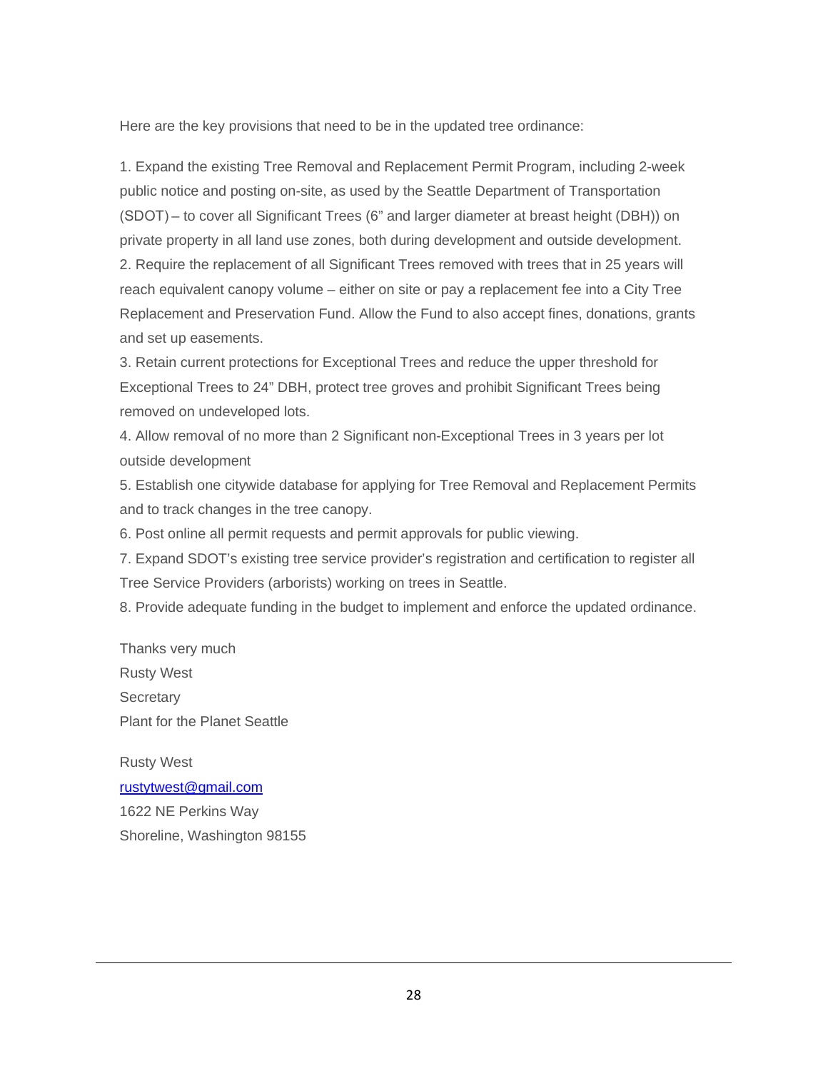Here are the key provisions that need to be in the updated tree ordinance:

1. Expand the existing Tree Removal and Replacement Permit Program, including 2-week public notice and posting on-site, as used by the Seattle Department of Transportation (SDOT) – to cover all Significant Trees (6" and larger diameter at breast height (DBH)) on private property in all land use zones, both during development and outside development.
2. Require the replacement of all Significant Trees removed with trees that in 25 years will reach equivalent canopy volume – either on site or pay a replacement fee into a City Tree Replacement and Preservation Fund. Allow the Fund to also accept fines, donations, grants and set up easements.
3. Retain current protections for Exceptional Trees and reduce the upper threshold for Exceptional Trees to 24" DBH, protect tree groves and prohibit Significant Trees being removed on undeveloped lots.
4. Allow removal of no more than 2 Significant non-Exceptional Trees in 3 years per lot outside development
5. Establish one citywide database for applying for Tree Removal and Replacement Permits and to track changes in the tree canopy.
6. Post online all permit requests and permit approvals for public viewing.
7. Expand SDOT's existing tree service provider's registration and certification to register all Tree Service Providers (arborists) working on trees in Seattle.
8. Provide adequate funding in the budget to implement and enforce the updated ordinance.

Thanks very much  
Rusty West  
Secretary  
Plant for the Planet Seattle

Rusty West  
rustytwest@gmail.com  
1622 NE Perkins Way  
Shoreline, Washington 98155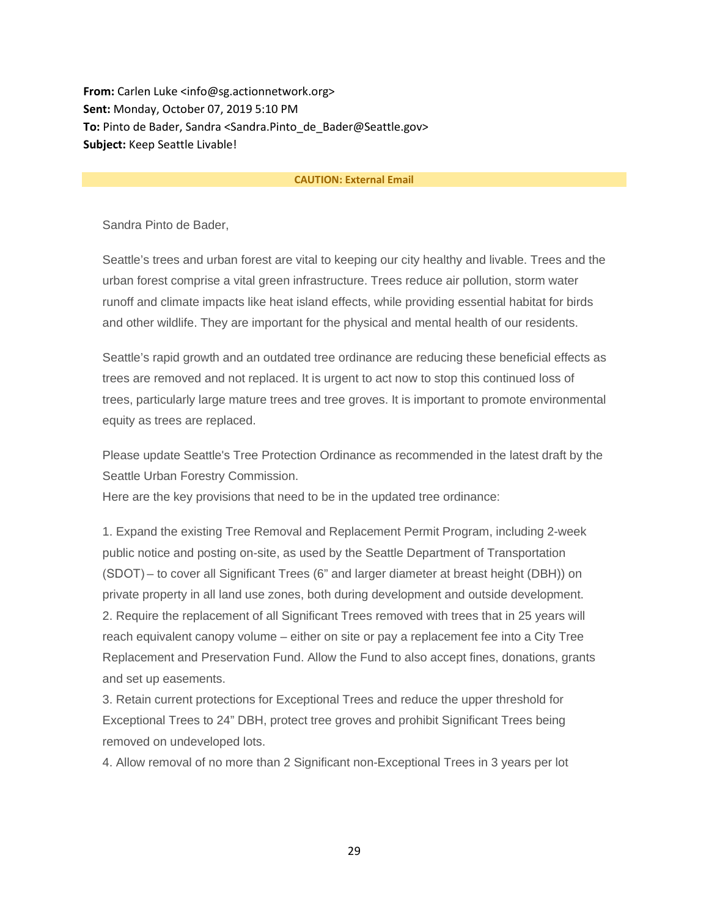**From:** Carlen Luke <info@sg.actionnetwork.org>
**Sent:** Monday, October 07, 2019 5:10 PM
**To:** Pinto de Bader, Sandra <Sandra.Pinto_de_Bader@Seattle.gov>
**Subject:** Keep Seattle Livable!

**CAUTION: External Email**

Sandra Pinto de Bader,

Seattle's trees and urban forest are vital to keeping our city healthy and livable. Trees and the urban forest comprise a vital green infrastructure. Trees reduce air pollution, storm water runoff and climate impacts like heat island effects, while providing essential habitat for birds and other wildlife. They are important for the physical and mental health of our residents.

Seattle's rapid growth and an outdated tree ordinance are reducing these beneficial effects as trees are removed and not replaced. It is urgent to act now to stop this continued loss of trees, particularly large mature trees and tree groves. It is important to promote environmental equity as trees are replaced.

Please update Seattle's Tree Protection Ordinance as recommended in the latest draft by the Seattle Urban Forestry Commission.
Here are the key provisions that need to be in the updated tree ordinance:

1. Expand the existing Tree Removal and Replacement Permit Program, including 2-week public notice and posting on-site, as used by the Seattle Department of Transportation (SDOT) – to cover all Significant Trees (6" and larger diameter at breast height (DBH)) on private property in all land use zones, both during development and outside development.
2. Require the replacement of all Significant Trees removed with trees that in 25 years will reach equivalent canopy volume – either on site or pay a replacement fee into a City Tree Replacement and Preservation Fund. Allow the Fund to also accept fines, donations, grants and set up easements.
3. Retain current protections for Exceptional Trees and reduce the upper threshold for Exceptional Trees to 24" DBH, protect tree groves and prohibit Significant Trees being removed on undeveloped lots.
4. Allow removal of no more than 2 Significant non-Exceptional Trees in 3 years per lot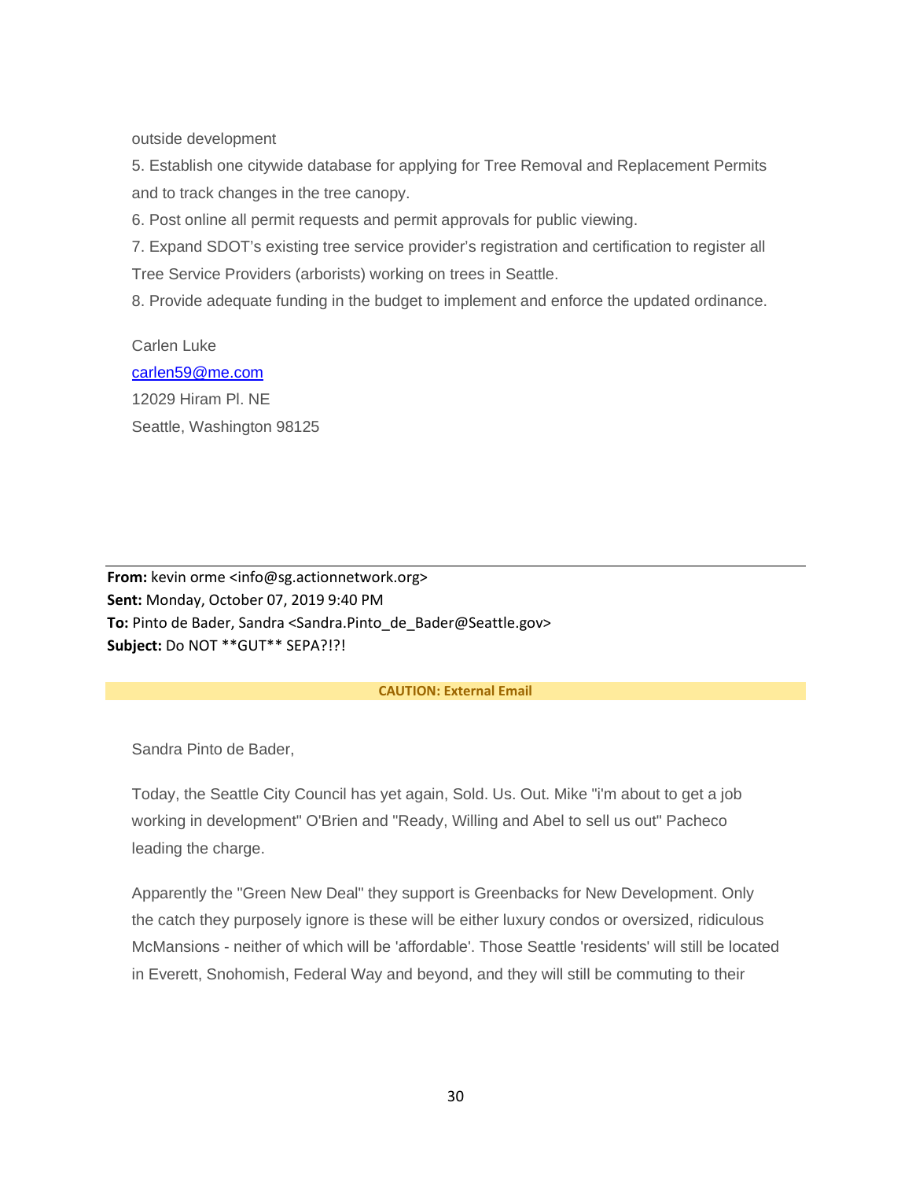outside development

5. Establish one citywide database for applying for Tree Removal and Replacement Permits and to track changes in the tree canopy.
6. Post online all permit requests and permit approvals for public viewing.
7. Expand SDOT's existing tree service provider's registration and certification to register all Tree Service Providers (arborists) working on trees in Seattle.
8. Provide adequate funding in the budget to implement and enforce the updated ordinance.

Carlen Luke
carlen59@me.com
12029 Hiram Pl. NE
Seattle, Washington 98125

---

**From:** kevin orme <info@sg.actionnetwork.org>
**Sent:** Monday, October 07, 2019 9:40 PM
**To:** Pinto de Bader, Sandra <Sandra.Pinto_de_Bader@Seattle.gov>
**Subject:** Do NOT **GUT** SEPA?!?!

**CAUTION: External Email**

Sandra Pinto de Bader,

Today, the Seattle City Council has yet again, Sold. Us. Out. Mike "i'm about to get a job working in development" O'Brien and "Ready, Willing and Abel to sell us out" Pacheco leading the charge.

Apparently the "Green New Deal" they support is Greenbacks for New Development. Only the catch they purposely ignore is these will be either luxury condos or oversized, ridiculous McMansions - neither of which will be 'affordable'. Those Seattle 'residents' will still be located in Everett, Snohomish, Federal Way and beyond, and they will still be commuting to their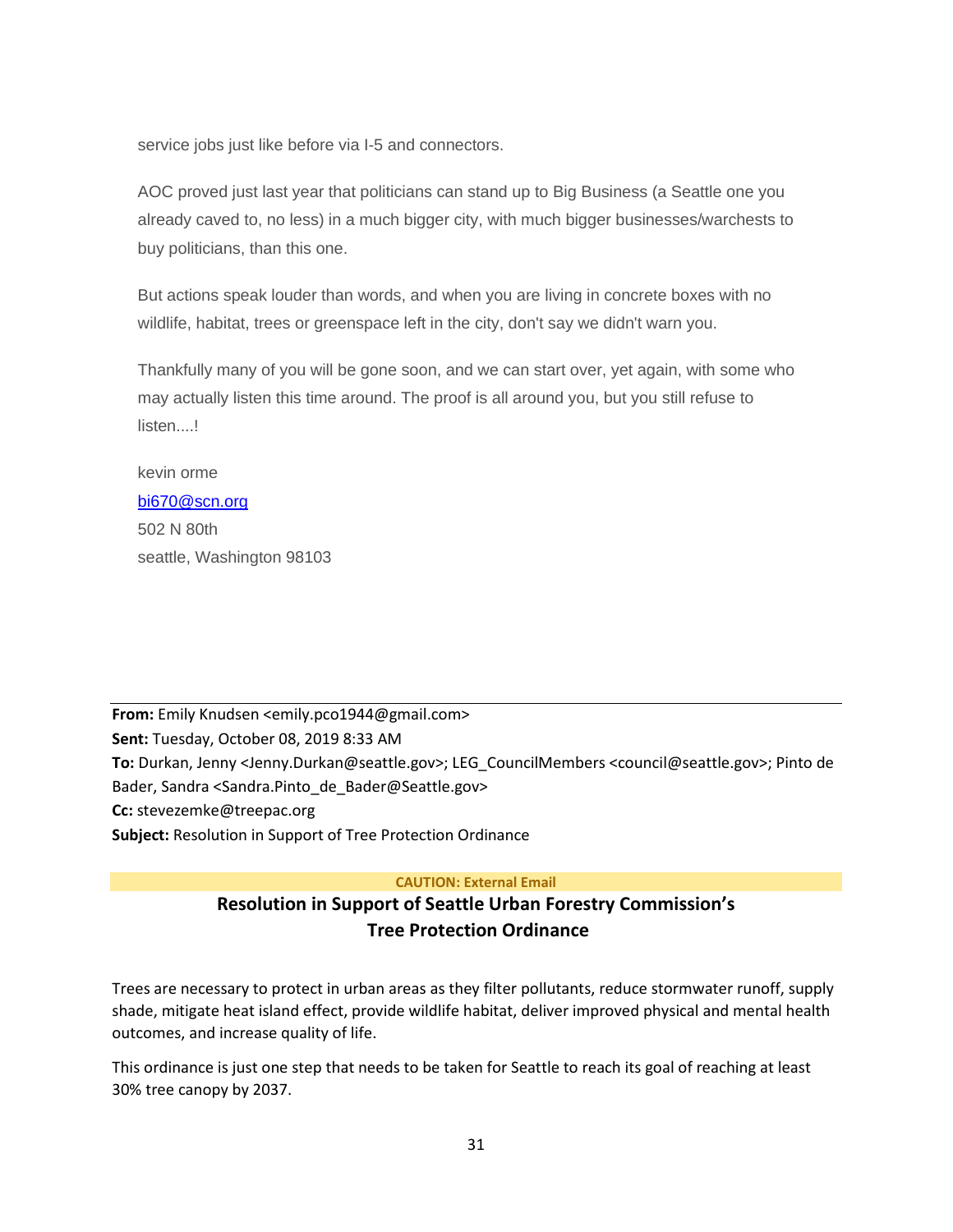service jobs just like before via I-5 and connectors.

AOC proved just last year that politicians can stand up to Big Business (a Seattle one you already caved to, no less) in a much bigger city, with much bigger businesses/warchests to buy politicians, than this one.

But actions speak louder than words, and when you are living in concrete boxes with no wildlife, habitat, trees or greenspace left in the city, don't say we didn't warn you.

Thankfully many of you will be gone soon, and we can start over, yet again, with some who may actually listen this time around. The proof is all around you, but you still refuse to listen....!

kevin orme
bi670@scn.org
502 N 80th
seattle, Washington 98103

---

**From:** Emily Knudsen <emily.pco1944@gmail.com>
**Sent:** Tuesday, October 08, 2019 8:33 AM
**To:** Durkan, Jenny <Jenny.Durkan@seattle.gov>; LEG_CouncilMembers <council@seattle.gov>; Pinto de Bader, Sandra <Sandra.Pinto_de_Bader@Seattle.gov>
**Cc:** stevezemke@treepac.org
**Subject:** Resolution in Support of Tree Protection Ordinance

**CAUTION: External Email**

## Resolution in Support of Seattle Urban Forestry Commission's Tree Protection Ordinance

Trees are necessary to protect in urban areas as they filter pollutants, reduce stormwater runoff, supply shade, mitigate heat island effect, provide wildlife habitat, deliver improved physical and mental health outcomes, and increase quality of life.

This ordinance is just one step that needs to be taken for Seattle to reach its goal of reaching at least 30% tree canopy by 2037.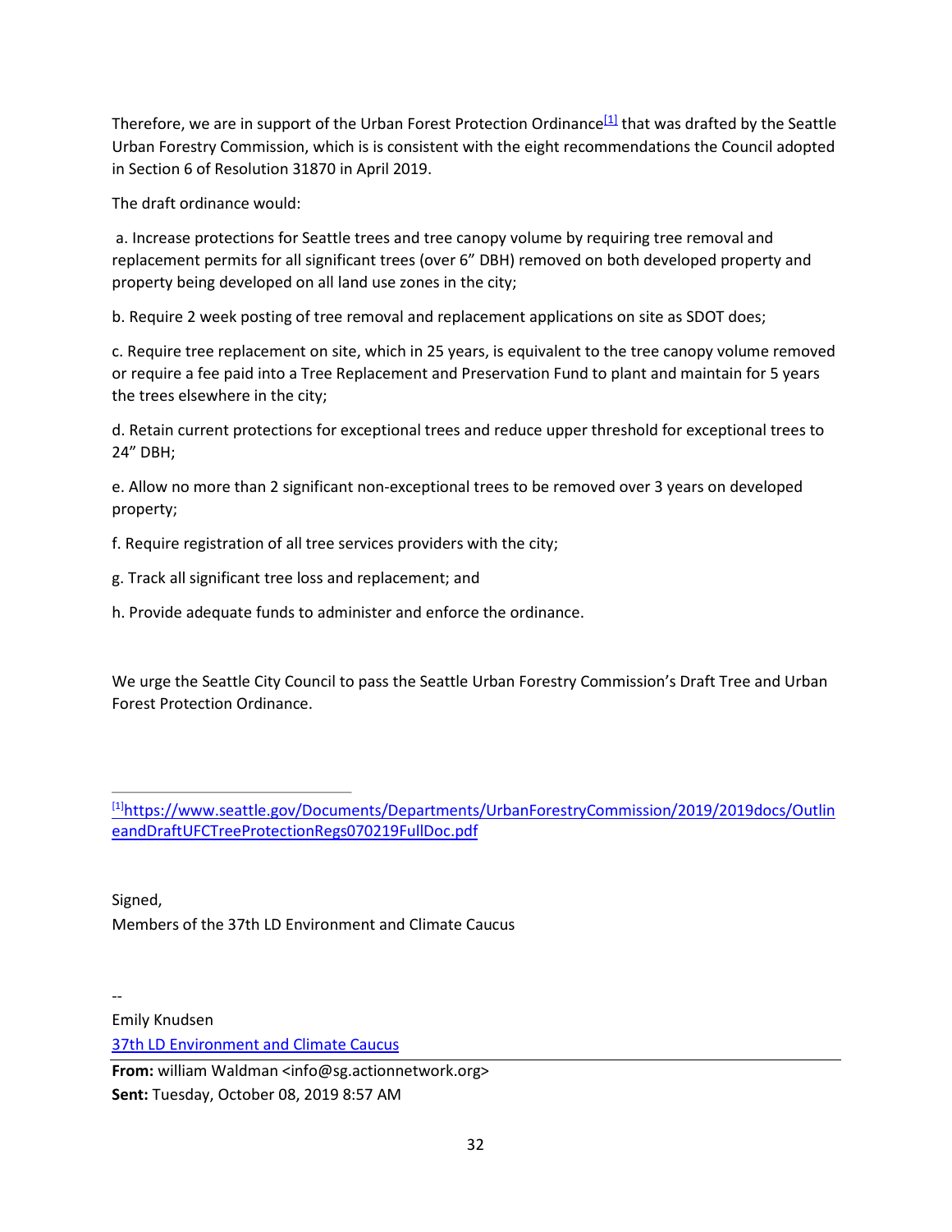Therefore, we are in support of the Urban Forest Protection Ordinance[1] that was drafted by the Seattle Urban Forestry Commission, which is is consistent with the eight recommendations the Council adopted in Section 6 of Resolution 31870 in April 2019.

The draft ordinance would:

a. Increase protections for Seattle trees and tree canopy volume by requiring tree removal and replacement permits for all significant trees (over 6" DBH) removed on both developed property and property being developed on all land use zones in the city;

b. Require 2 week posting of tree removal and replacement applications on site as SDOT does;

c. Require tree replacement on site, which in 25 years, is equivalent to the tree canopy volume removed or require a fee paid into a Tree Replacement and Preservation Fund to plant and maintain for 5 years the trees elsewhere in the city;

d. Retain current protections for exceptional trees and reduce upper threshold for exceptional trees to 24" DBH;

e. Allow no more than 2 significant non-exceptional trees to be removed over 3 years on developed property;

f. Require registration of all tree services providers with the city;

g. Track all significant tree loss and replacement; and

h. Provide adequate funds to administer and enforce the ordinance.

We urge the Seattle City Council to pass the Seattle Urban Forestry Commission's Draft Tree and Urban Forest Protection Ordinance.

---

[1] https://www.seattle.gov/Documents/Departments/UrbanForestryCommission/2019/2019docs/OutlineandDraftUFCTreeProtectionRegs070219FullDoc.pdf

Signed,
Members of the 37th LD Environment and Climate Caucus

--
Emily Knudsen
37th LD Environment and Climate Caucus

---

**From:** william Waldman <info@sg.actionnetwork.org>
**Sent:** Tuesday, October 08, 2019 8:57 AM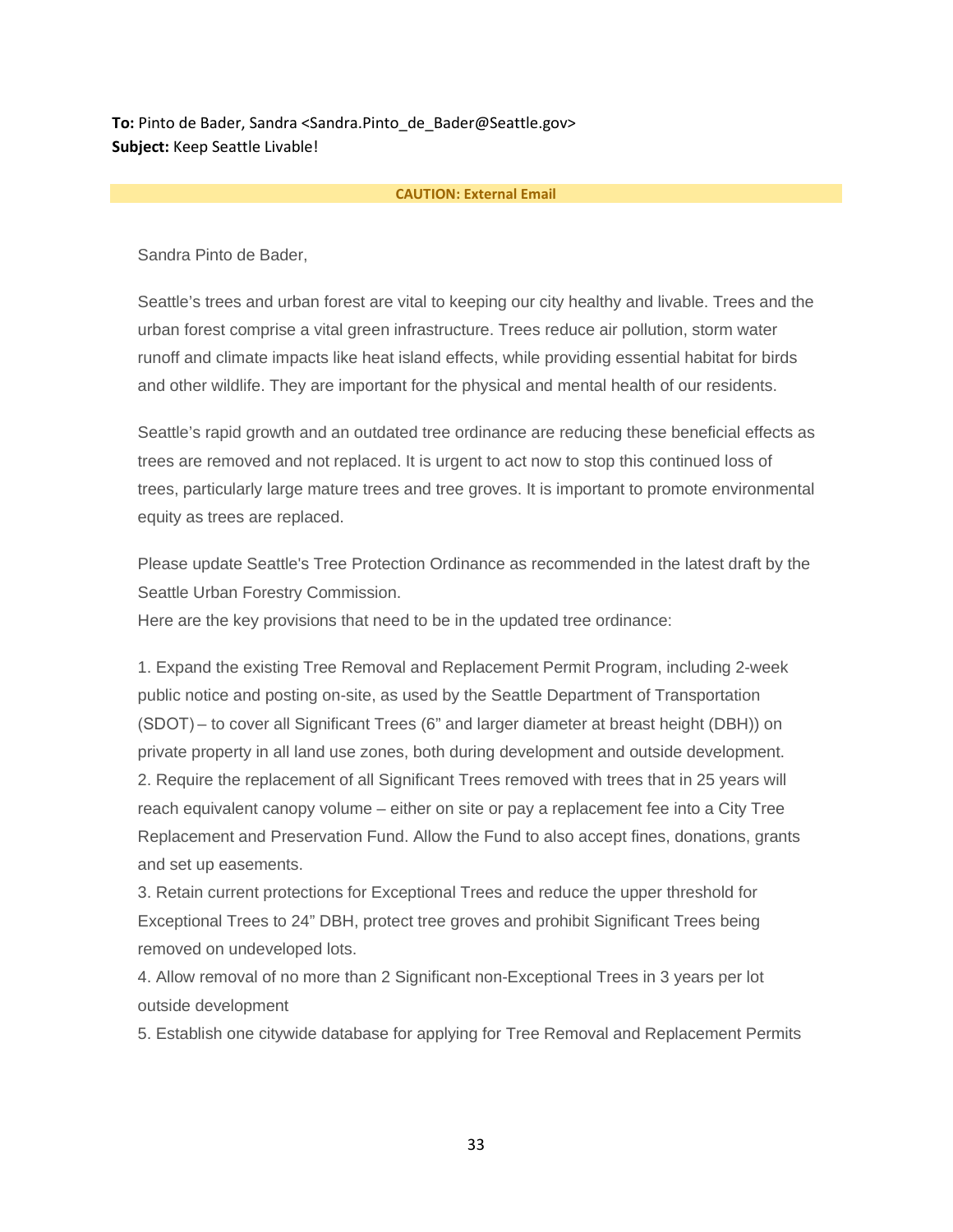**To:** Pinto de Bader, Sandra <Sandra.Pinto_de_Bader@Seattle.gov>
**Subject:** Keep Seattle Livable!

**CAUTION: External Email**

Sandra Pinto de Bader,

Seattle's trees and urban forest are vital to keeping our city healthy and livable. Trees and the urban forest comprise a vital green infrastructure. Trees reduce air pollution, storm water runoff and climate impacts like heat island effects, while providing essential habitat for birds and other wildlife. They are important for the physical and mental health of our residents.

Seattle's rapid growth and an outdated tree ordinance are reducing these beneficial effects as trees are removed and not replaced. It is urgent to act now to stop this continued loss of trees, particularly large mature trees and tree groves. It is important to promote environmental equity as trees are replaced.

Please update Seattle's Tree Protection Ordinance as recommended in the latest draft by the Seattle Urban Forestry Commission.
Here are the key provisions that need to be in the updated tree ordinance:

1. Expand the existing Tree Removal and Replacement Permit Program, including 2-week public notice and posting on-site, as used by the Seattle Department of Transportation (SDOT) – to cover all Significant Trees (6" and larger diameter at breast height (DBH)) on private property in all land use zones, both during development and outside development.
2. Require the replacement of all Significant Trees removed with trees that in 25 years will reach equivalent canopy volume – either on site or pay a replacement fee into a City Tree Replacement and Preservation Fund. Allow the Fund to also accept fines, donations, grants and set up easements.
3. Retain current protections for Exceptional Trees and reduce the upper threshold for Exceptional Trees to 24" DBH, protect tree groves and prohibit Significant Trees being removed on undeveloped lots.
4. Allow removal of no more than 2 Significant non-Exceptional Trees in 3 years per lot outside development
5. Establish one citywide database for applying for Tree Removal and Replacement Permits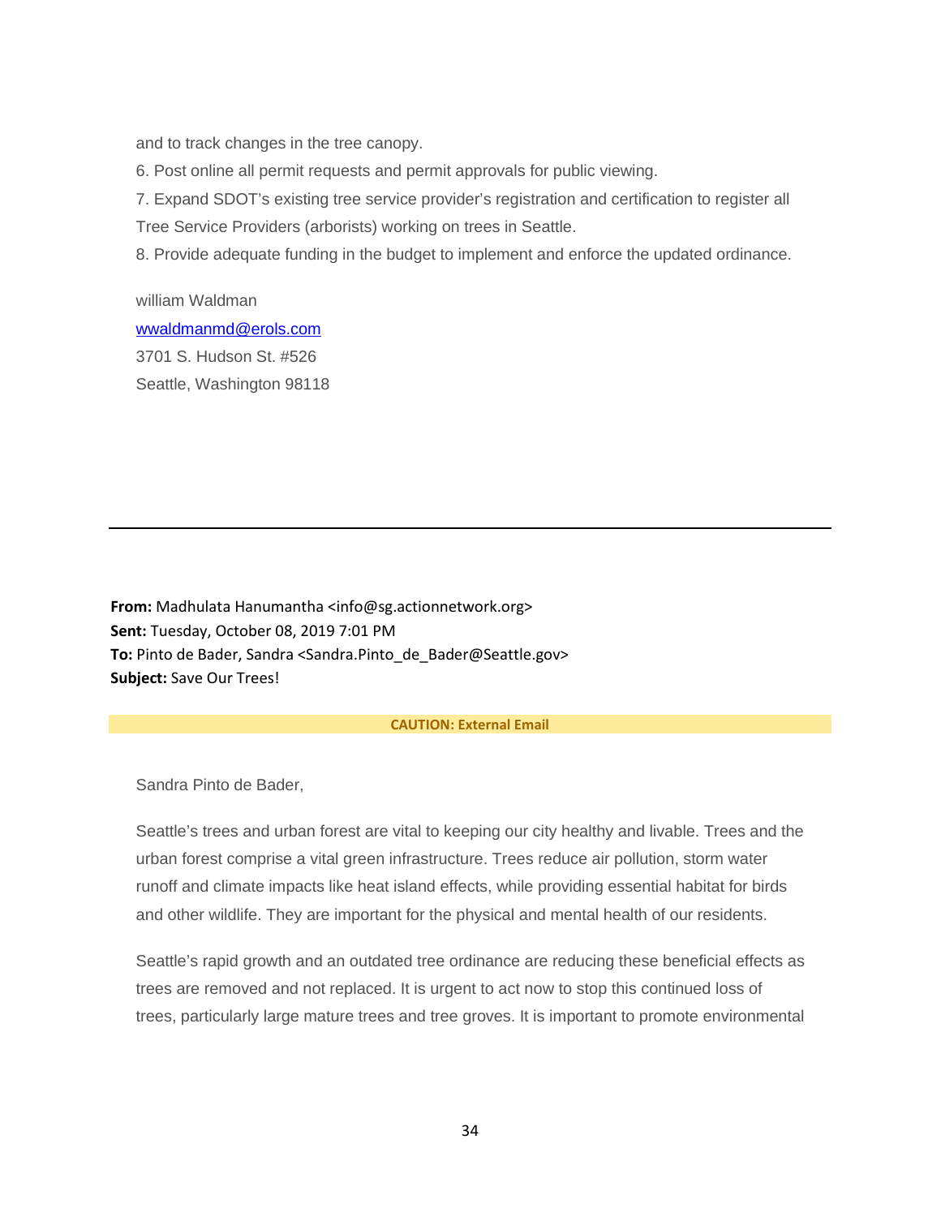and to track changes in the tree canopy.

6. Post online all permit requests and permit approvals for public viewing.

7. Expand SDOT's existing tree service provider's registration and certification to register all Tree Service Providers (arborists) working on trees in Seattle.

8. Provide adequate funding in the budget to implement and enforce the updated ordinance.

william Waldman
wwaldmanmd@erols.com
3701 S. Hudson St. #526
Seattle, Washington 98118

---

**From:** Madhulata Hanumantha <info@sg.actionnetwork.org>
**Sent:** Tuesday, October 08, 2019 7:01 PM
**To:** Pinto de Bader, Sandra <Sandra.Pinto_de_Bader@Seattle.gov>
**Subject:** Save Our Trees!

**CAUTION: External Email**

Sandra Pinto de Bader,

Seattle's trees and urban forest are vital to keeping our city healthy and livable. Trees and the urban forest comprise a vital green infrastructure. Trees reduce air pollution, storm water runoff and climate impacts like heat island effects, while providing essential habitat for birds and other wildlife. They are important for the physical and mental health of our residents.

Seattle's rapid growth and an outdated tree ordinance are reducing these beneficial effects as trees are removed and not replaced. It is urgent to act now to stop this continued loss of trees, particularly large mature trees and tree groves. It is important to promote environmental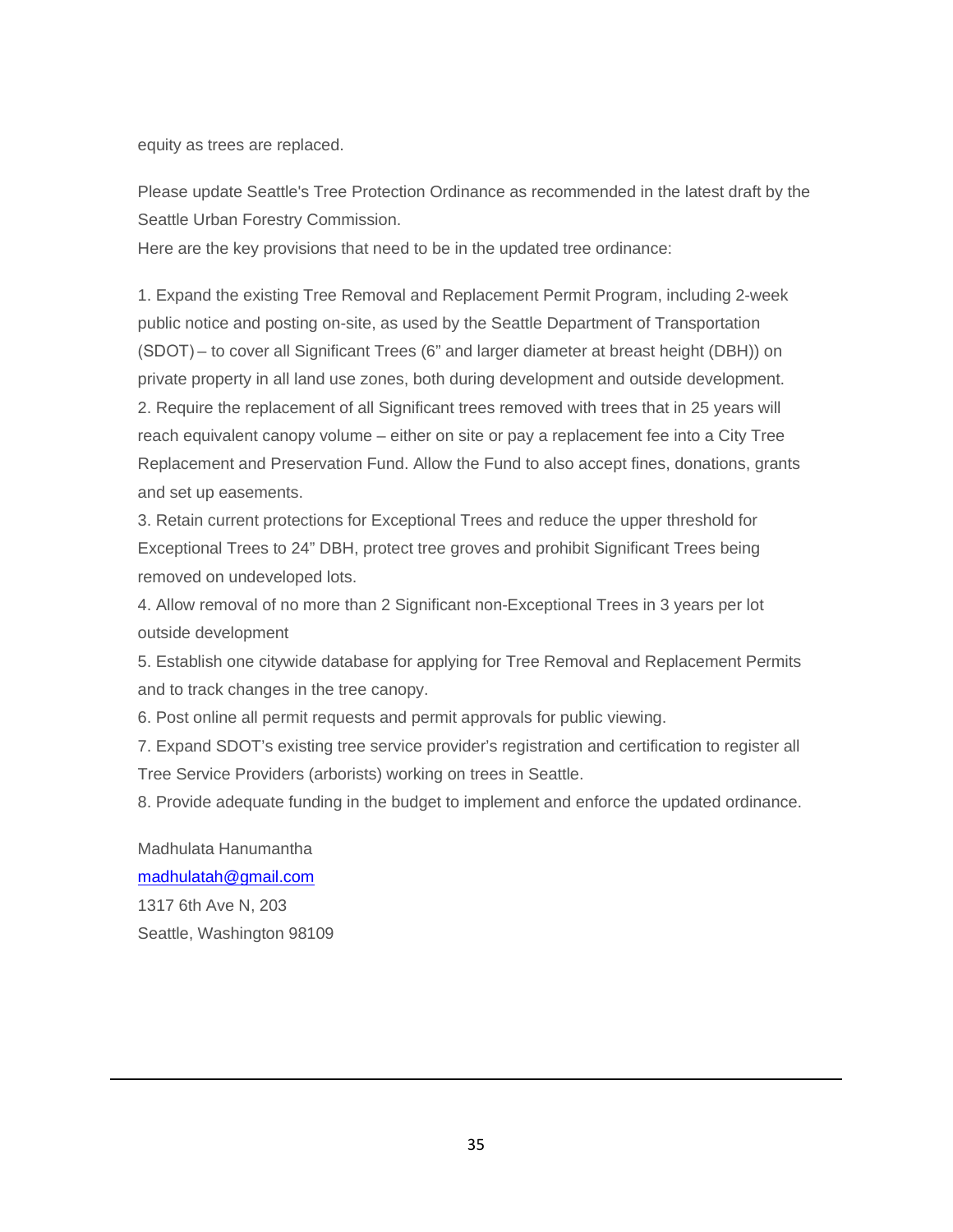equity as trees are replaced.

Please update Seattle's Tree Protection Ordinance as recommended in the latest draft by the Seattle Urban Forestry Commission.
Here are the key provisions that need to be in the updated tree ordinance:

1. Expand the existing Tree Removal and Replacement Permit Program, including 2-week public notice and posting on-site, as used by the Seattle Department of Transportation (SDOT) – to cover all Significant Trees (6" and larger diameter at breast height (DBH)) on private property in all land use zones, both during development and outside development.
2. Require the replacement of all Significant trees removed with trees that in 25 years will reach equivalent canopy volume – either on site or pay a replacement fee into a City Tree Replacement and Preservation Fund. Allow the Fund to also accept fines, donations, grants and set up easements.
3. Retain current protections for Exceptional Trees and reduce the upper threshold for Exceptional Trees to 24" DBH, protect tree groves and prohibit Significant Trees being removed on undeveloped lots.
4. Allow removal of no more than 2 Significant non-Exceptional Trees in 3 years per lot outside development
5. Establish one citywide database for applying for Tree Removal and Replacement Permits and to track changes in the tree canopy.
6. Post online all permit requests and permit approvals for public viewing.
7. Expand SDOT's existing tree service provider's registration and certification to register all Tree Service Providers (arborists) working on trees in Seattle.
8. Provide adequate funding in the budget to implement and enforce the updated ordinance.

Madhulata Hanumantha
madhulatah@gmail.com
1317 6th Ave N, 203
Seattle, Washington 98109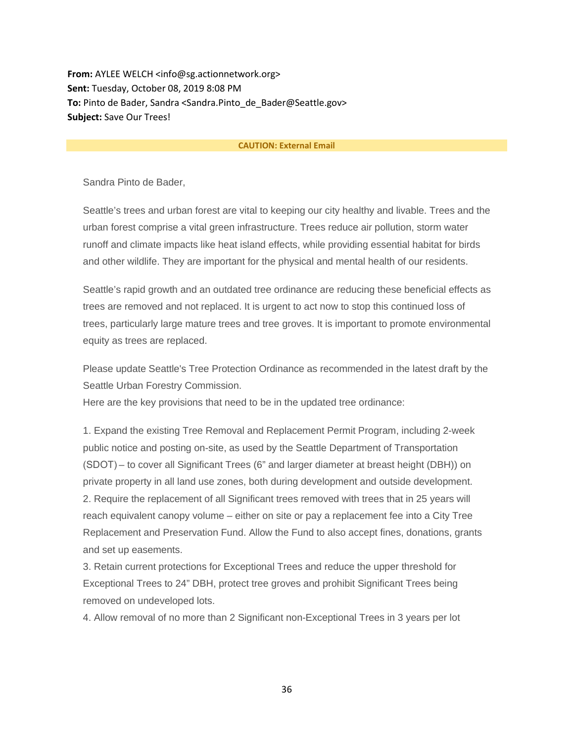**From:** AYLEE WELCH <info@sg.actionnetwork.org>
**Sent:** Tuesday, October 08, 2019 8:08 PM
**To:** Pinto de Bader, Sandra <Sandra.Pinto_de_Bader@Seattle.gov>
**Subject:** Save Our Trees!

**CAUTION: External Email**

Sandra Pinto de Bader,

Seattle's trees and urban forest are vital to keeping our city healthy and livable. Trees and the urban forest comprise a vital green infrastructure. Trees reduce air pollution, storm water runoff and climate impacts like heat island effects, while providing essential habitat for birds and other wildlife. They are important for the physical and mental health of our residents.

Seattle's rapid growth and an outdated tree ordinance are reducing these beneficial effects as trees are removed and not replaced. It is urgent to act now to stop this continued loss of trees, particularly large mature trees and tree groves. It is important to promote environmental equity as trees are replaced.

Please update Seattle's Tree Protection Ordinance as recommended in the latest draft by the Seattle Urban Forestry Commission.
Here are the key provisions that need to be in the updated tree ordinance:

1. Expand the existing Tree Removal and Replacement Permit Program, including 2-week public notice and posting on-site, as used by the Seattle Department of Transportation (SDOT) – to cover all Significant Trees (6" and larger diameter at breast height (DBH)) on private property in all land use zones, both during development and outside development.
2. Require the replacement of all Significant trees removed with trees that in 25 years will reach equivalent canopy volume – either on site or pay a replacement fee into a City Tree Replacement and Preservation Fund. Allow the Fund to also accept fines, donations, grants and set up easements.
3. Retain current protections for Exceptional Trees and reduce the upper threshold for Exceptional Trees to 24" DBH, protect tree groves and prohibit Significant Trees being removed on undeveloped lots.
4. Allow removal of no more than 2 Significant non-Exceptional Trees in 3 years per lot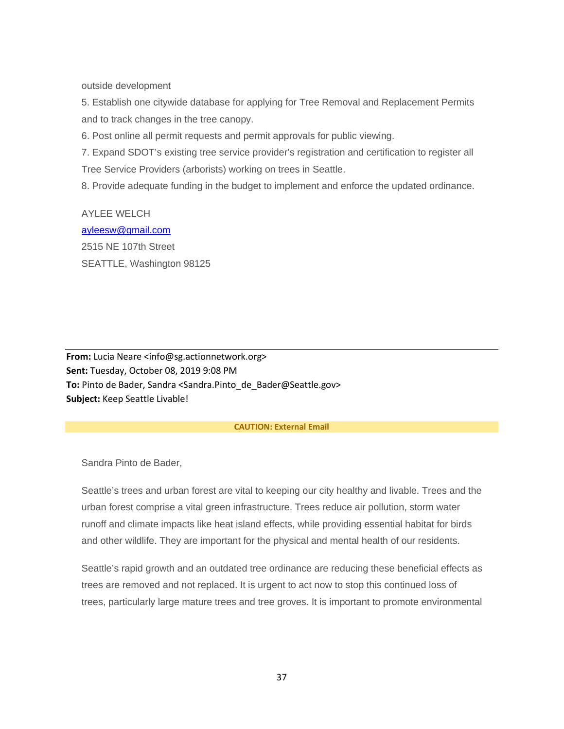outside development

5. Establish one citywide database for applying for Tree Removal and Replacement Permits and to track changes in the tree canopy.
6. Post online all permit requests and permit approvals for public viewing.
7. Expand SDOT's existing tree service provider's registration and certification to register all Tree Service Providers (arborists) working on trees in Seattle.
8. Provide adequate funding in the budget to implement and enforce the updated ordinance.

AYLEE WELCH
ayleesw@gmail.com
2515 NE 107th Street
SEATTLE, Washington 98125

---

**From:** Lucia Neare <info@sg.actionnetwork.org>
**Sent:** Tuesday, October 08, 2019 9:08 PM
**To:** Pinto de Bader, Sandra <Sandra.Pinto_de_Bader@Seattle.gov>
**Subject:** Keep Seattle Livable!

**CAUTION: External Email**

Sandra Pinto de Bader,

Seattle's trees and urban forest are vital to keeping our city healthy and livable. Trees and the urban forest comprise a vital green infrastructure. Trees reduce air pollution, storm water runoff and climate impacts like heat island effects, while providing essential habitat for birds and other wildlife. They are important for the physical and mental health of our residents.

Seattle's rapid growth and an outdated tree ordinance are reducing these beneficial effects as trees are removed and not replaced. It is urgent to act now to stop this continued loss of trees, particularly large mature trees and tree groves. It is important to promote environmental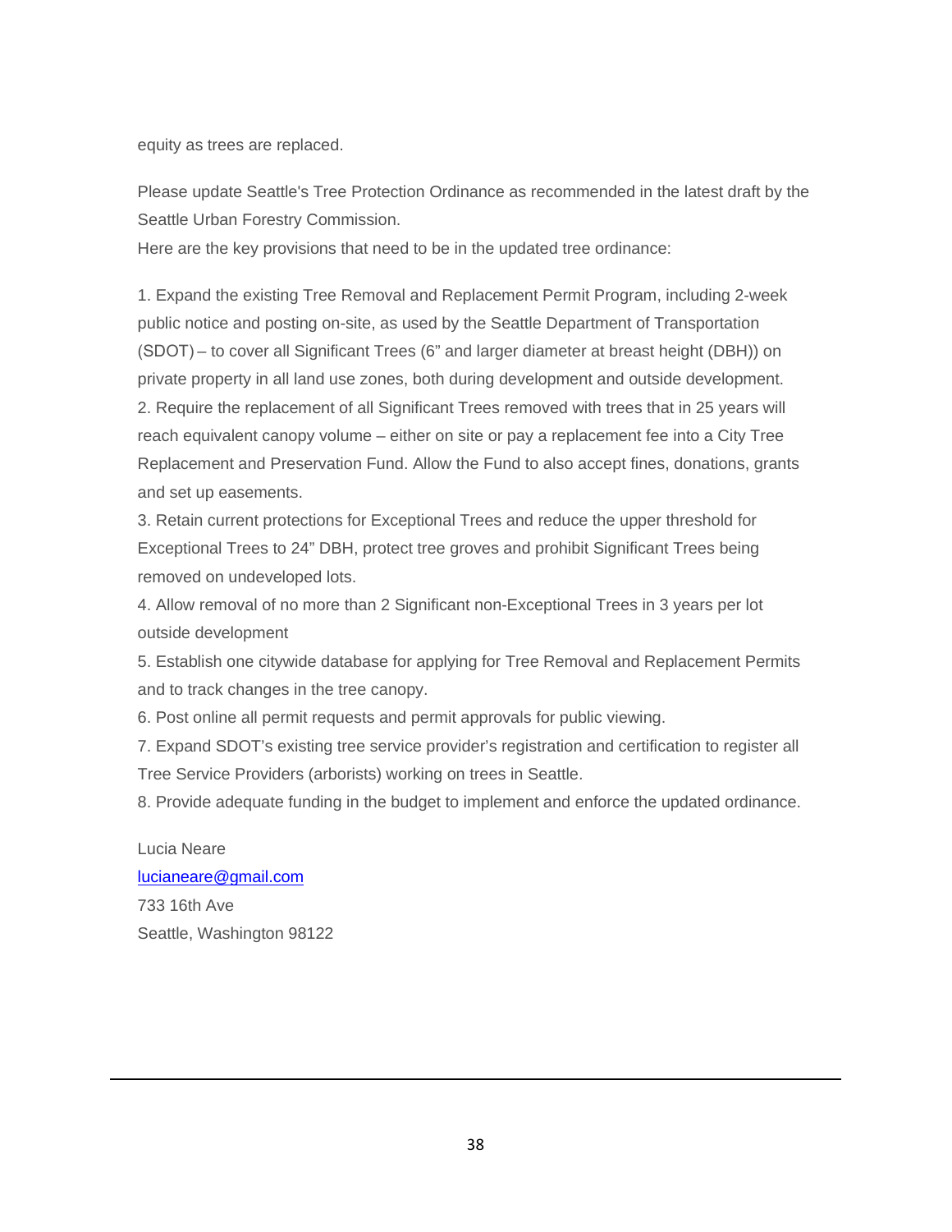equity as trees are replaced.

Please update Seattle's Tree Protection Ordinance as recommended in the latest draft by the Seattle Urban Forestry Commission.
Here are the key provisions that need to be in the updated tree ordinance:

1. Expand the existing Tree Removal and Replacement Permit Program, including 2-week public notice and posting on-site, as used by the Seattle Department of Transportation (SDOT) – to cover all Significant Trees (6" and larger diameter at breast height (DBH)) on private property in all land use zones, both during development and outside development.
2. Require the replacement of all Significant Trees removed with trees that in 25 years will reach equivalent canopy volume – either on site or pay a replacement fee into a City Tree Replacement and Preservation Fund. Allow the Fund to also accept fines, donations, grants and set up easements.
3. Retain current protections for Exceptional Trees and reduce the upper threshold for Exceptional Trees to 24" DBH, protect tree groves and prohibit Significant Trees being removed on undeveloped lots.
4. Allow removal of no more than 2 Significant non-Exceptional Trees in 3 years per lot outside development
5. Establish one citywide database for applying for Tree Removal and Replacement Permits and to track changes in the tree canopy.
6. Post online all permit requests and permit approvals for public viewing.
7. Expand SDOT's existing tree service provider's registration and certification to register all Tree Service Providers (arborists) working on trees in Seattle.
8. Provide adequate funding in the budget to implement and enforce the updated ordinance.

Lucia Neare
lucianeare@gmail.com
733 16th Ave
Seattle, Washington 98122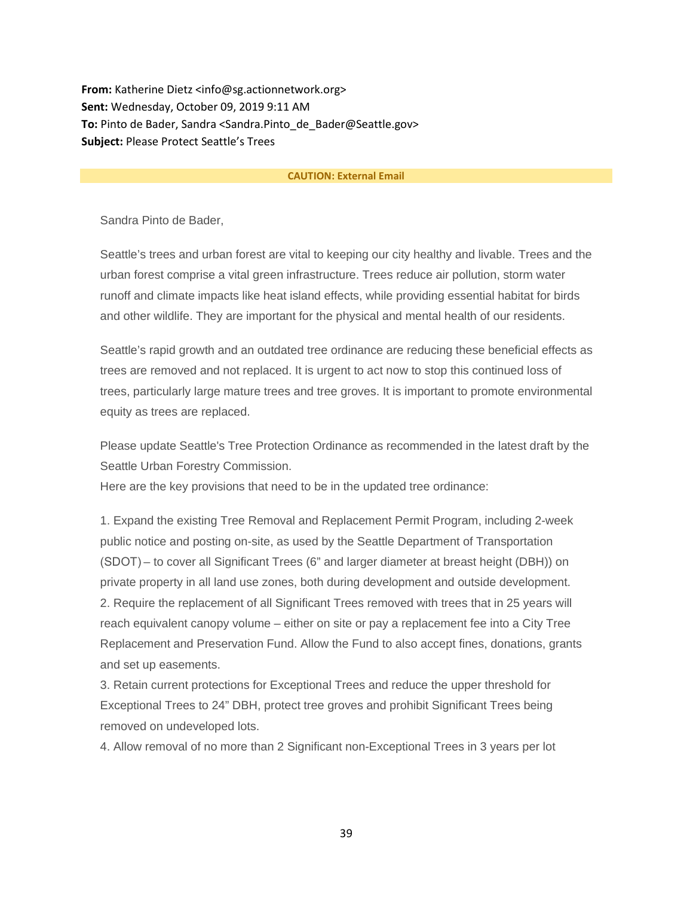**From:** Katherine Dietz <info@sg.actionnetwork.org>
**Sent:** Wednesday, October 09, 2019 9:11 AM
**To:** Pinto de Bader, Sandra <Sandra.Pinto_de_Bader@Seattle.gov>
**Subject:** Please Protect Seattle's Trees

**CAUTION: External Email**

Sandra Pinto de Bader,

Seattle's trees and urban forest are vital to keeping our city healthy and livable. Trees and the urban forest comprise a vital green infrastructure. Trees reduce air pollution, storm water runoff and climate impacts like heat island effects, while providing essential habitat for birds and other wildlife. They are important for the physical and mental health of our residents.

Seattle's rapid growth and an outdated tree ordinance are reducing these beneficial effects as trees are removed and not replaced. It is urgent to act now to stop this continued loss of trees, particularly large mature trees and tree groves. It is important to promote environmental equity as trees are replaced.

Please update Seattle's Tree Protection Ordinance as recommended in the latest draft by the Seattle Urban Forestry Commission.
Here are the key provisions that need to be in the updated tree ordinance:

1. Expand the existing Tree Removal and Replacement Permit Program, including 2-week public notice and posting on-site, as used by the Seattle Department of Transportation (SDOT) – to cover all Significant Trees (6" and larger diameter at breast height (DBH)) on private property in all land use zones, both during development and outside development.
2. Require the replacement of all Significant Trees removed with trees that in 25 years will reach equivalent canopy volume – either on site or pay a replacement fee into a City Tree Replacement and Preservation Fund. Allow the Fund to also accept fines, donations, grants and set up easements.
3. Retain current protections for Exceptional Trees and reduce the upper threshold for Exceptional Trees to 24" DBH, protect tree groves and prohibit Significant Trees being removed on undeveloped lots.
4. Allow removal of no more than 2 Significant non-Exceptional Trees in 3 years per lot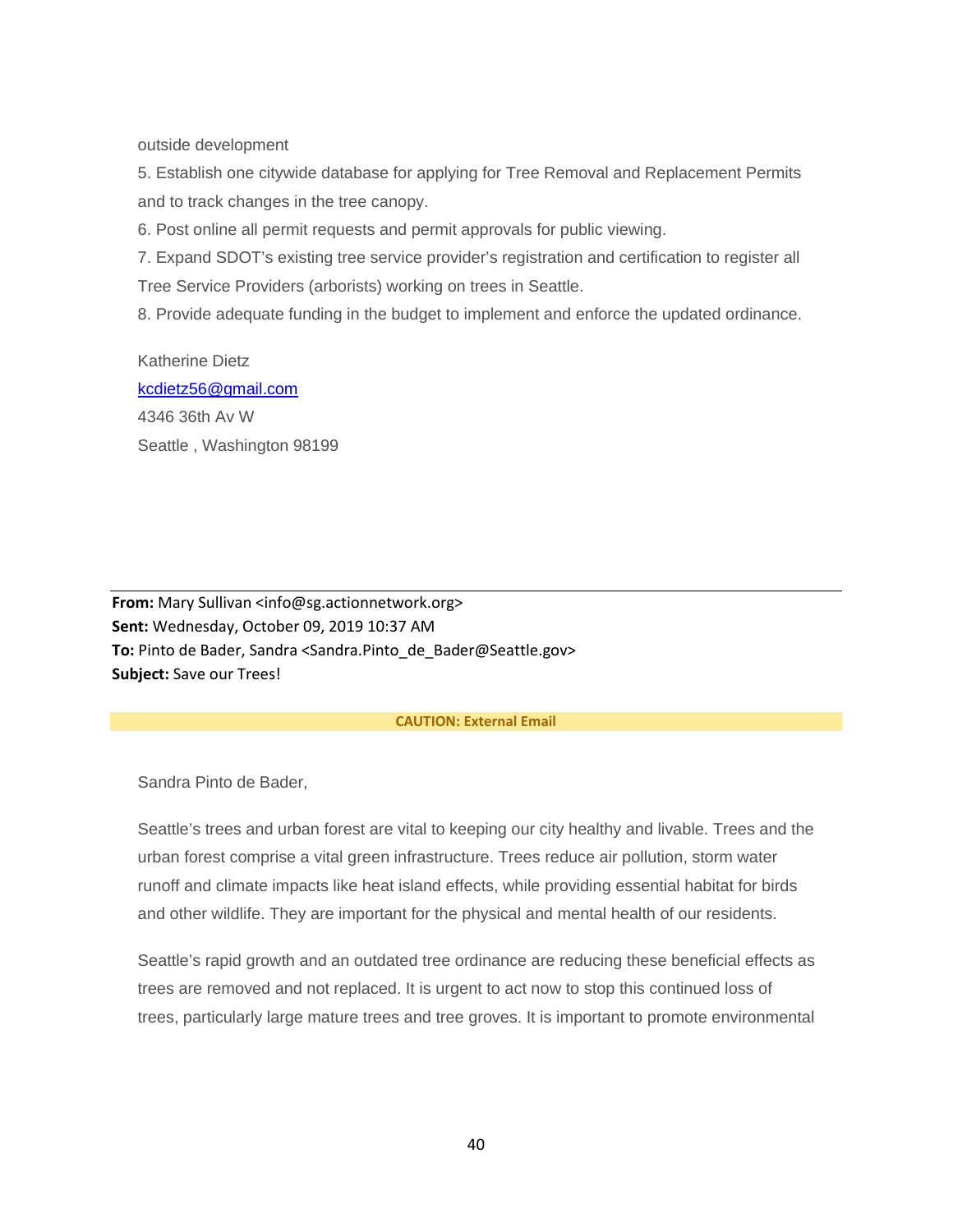outside development

5. Establish one citywide database for applying for Tree Removal and Replacement Permits and to track changes in the tree canopy.
6. Post online all permit requests and permit approvals for public viewing.
7. Expand SDOT's existing tree service provider's registration and certification to register all Tree Service Providers (arborists) working on trees in Seattle.
8. Provide adequate funding in the budget to implement and enforce the updated ordinance.

Katherine Dietz
kcdietz56@gmail.com
4346 36th Av W
Seattle , Washington 98199

---

**From:** Mary Sullivan <info@sg.actionnetwork.org>
**Sent:** Wednesday, October 09, 2019 10:37 AM
**To:** Pinto de Bader, Sandra <Sandra.Pinto_de_Bader@Seattle.gov>
**Subject:** Save our Trees!

**CAUTION: External Email**

Sandra Pinto de Bader,

Seattle's trees and urban forest are vital to keeping our city healthy and livable. Trees and the urban forest comprise a vital green infrastructure. Trees reduce air pollution, storm water runoff and climate impacts like heat island effects, while providing essential habitat for birds and other wildlife. They are important for the physical and mental health of our residents.

Seattle's rapid growth and an outdated tree ordinance are reducing these beneficial effects as trees are removed and not replaced. It is urgent to act now to stop this continued loss of trees, particularly large mature trees and tree groves. It is important to promote environmental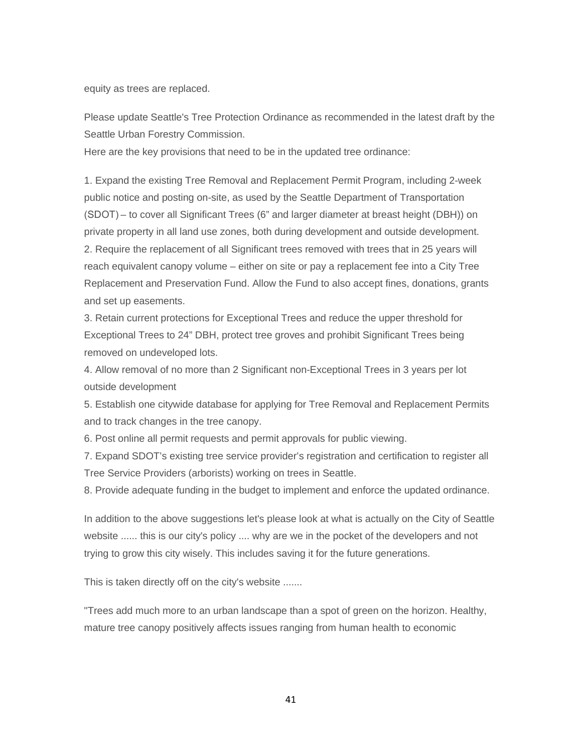equity as trees are replaced.

Please update Seattle's Tree Protection Ordinance as recommended in the latest draft by the Seattle Urban Forestry Commission.

Here are the key provisions that need to be in the updated tree ordinance:

1. Expand the existing Tree Removal and Replacement Permit Program, including 2-week public notice and posting on-site, as used by the Seattle Department of Transportation (SDOT) – to cover all Significant Trees (6" and larger diameter at breast height (DBH)) on private property in all land use zones, both during development and outside development.
2. Require the replacement of all Significant trees removed with trees that in 25 years will reach equivalent canopy volume – either on site or pay a replacement fee into a City Tree Replacement and Preservation Fund. Allow the Fund to also accept fines, donations, grants and set up easements.
3. Retain current protections for Exceptional Trees and reduce the upper threshold for Exceptional Trees to 24" DBH, protect tree groves and prohibit Significant Trees being removed on undeveloped lots.
4. Allow removal of no more than 2 Significant non-Exceptional Trees in 3 years per lot outside development
5. Establish one citywide database for applying for Tree Removal and Replacement Permits and to track changes in the tree canopy.
6. Post online all permit requests and permit approvals for public viewing.
7. Expand SDOT's existing tree service provider's registration and certification to register all Tree Service Providers (arborists) working on trees in Seattle.
8. Provide adequate funding in the budget to implement and enforce the updated ordinance.

In addition to the above suggestions let's please look at what is actually on the City of Seattle website ...... this is our city's policy .... why are we in the pocket of the developers and not trying to grow this city wisely. This includes saving it for the future generations.

This is taken directly off on the city's website .......

"Trees add much more to an urban landscape than a spot of green on the horizon. Healthy, mature tree canopy positively affects issues ranging from human health to economic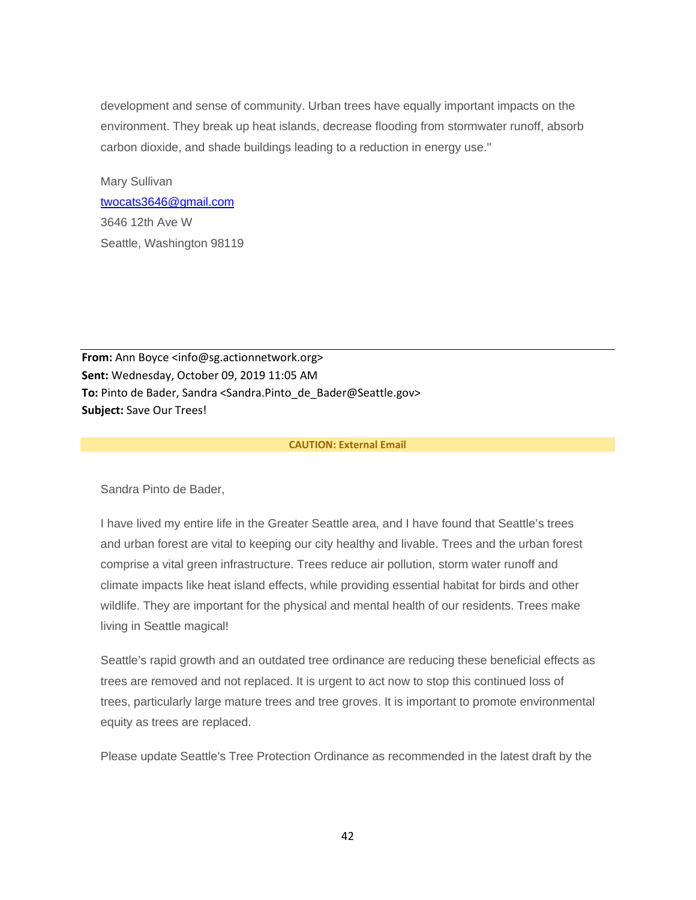development and sense of community. Urban trees have equally important impacts on the environment. They break up heat islands, decrease flooding from stormwater runoff, absorb carbon dioxide, and shade buildings leading to a reduction in energy use."

Mary Sullivan
twocats3646@gmail.com
3646 12th Ave W
Seattle, Washington 98119

---

**From:** Ann Boyce <info@sg.actionnetwork.org>
**Sent:** Wednesday, October 09, 2019 11:05 AM
**To:** Pinto de Bader, Sandra <Sandra.Pinto_de_Bader@Seattle.gov>
**Subject:** Save Our Trees!

**CAUTION: External Email**

Sandra Pinto de Bader,

I have lived my entire life in the Greater Seattle area, and I have found that Seattle's trees and urban forest are vital to keeping our city healthy and livable. Trees and the urban forest comprise a vital green infrastructure. Trees reduce air pollution, storm water runoff and climate impacts like heat island effects, while providing essential habitat for birds and other wildlife. They are important for the physical and mental health of our residents. Trees make living in Seattle magical!

Seattle's rapid growth and an outdated tree ordinance are reducing these beneficial effects as trees are removed and not replaced. It is urgent to act now to stop this continued loss of trees, particularly large mature trees and tree groves. It is important to promote environmental equity as trees are replaced.

Please update Seattle's Tree Protection Ordinance as recommended in the latest draft by the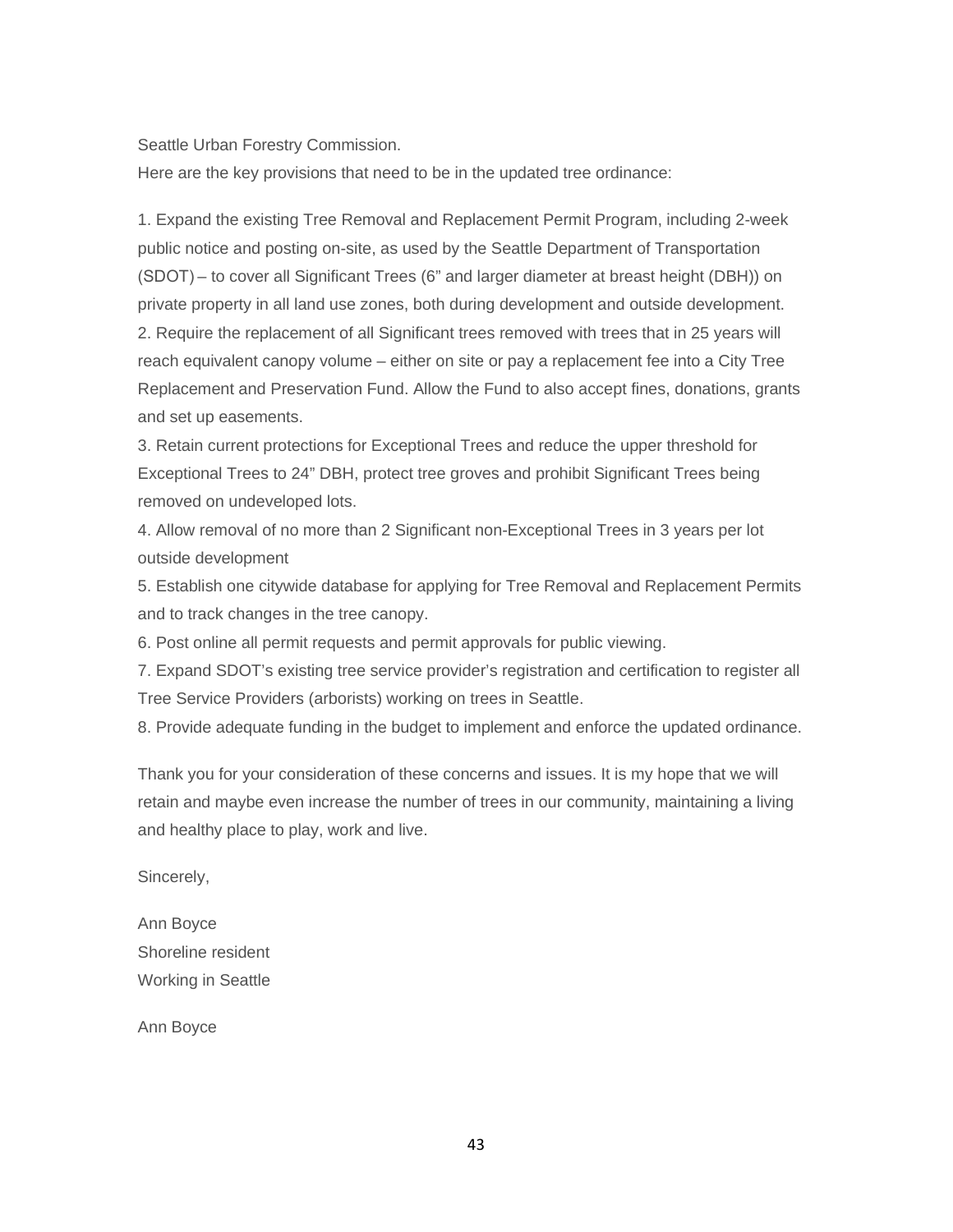Seattle Urban Forestry Commission.

Here are the key provisions that need to be in the updated tree ordinance:

1. Expand the existing Tree Removal and Replacement Permit Program, including 2-week public notice and posting on-site, as used by the Seattle Department of Transportation (SDOT) – to cover all Significant Trees (6" and larger diameter at breast height (DBH)) on private property in all land use zones, both during development and outside development.
2. Require the replacement of all Significant trees removed with trees that in 25 years will reach equivalent canopy volume – either on site or pay a replacement fee into a City Tree Replacement and Preservation Fund. Allow the Fund to also accept fines, donations, grants and set up easements.
3. Retain current protections for Exceptional Trees and reduce the upper threshold for Exceptional Trees to 24" DBH, protect tree groves and prohibit Significant Trees being removed on undeveloped lots.
4. Allow removal of no more than 2 Significant non-Exceptional Trees in 3 years per lot outside development
5. Establish one citywide database for applying for Tree Removal and Replacement Permits and to track changes in the tree canopy.
6. Post online all permit requests and permit approvals for public viewing.
7. Expand SDOT's existing tree service provider's registration and certification to register all Tree Service Providers (arborists) working on trees in Seattle.
8. Provide adequate funding in the budget to implement and enforce the updated ordinance.

Thank you for your consideration of these concerns and issues. It is my hope that we will retain and maybe even increase the number of trees in our community, maintaining a living and healthy place to play, work and live.

Sincerely,

Ann Boyce
Shoreline resident
Working in Seattle

Ann Boyce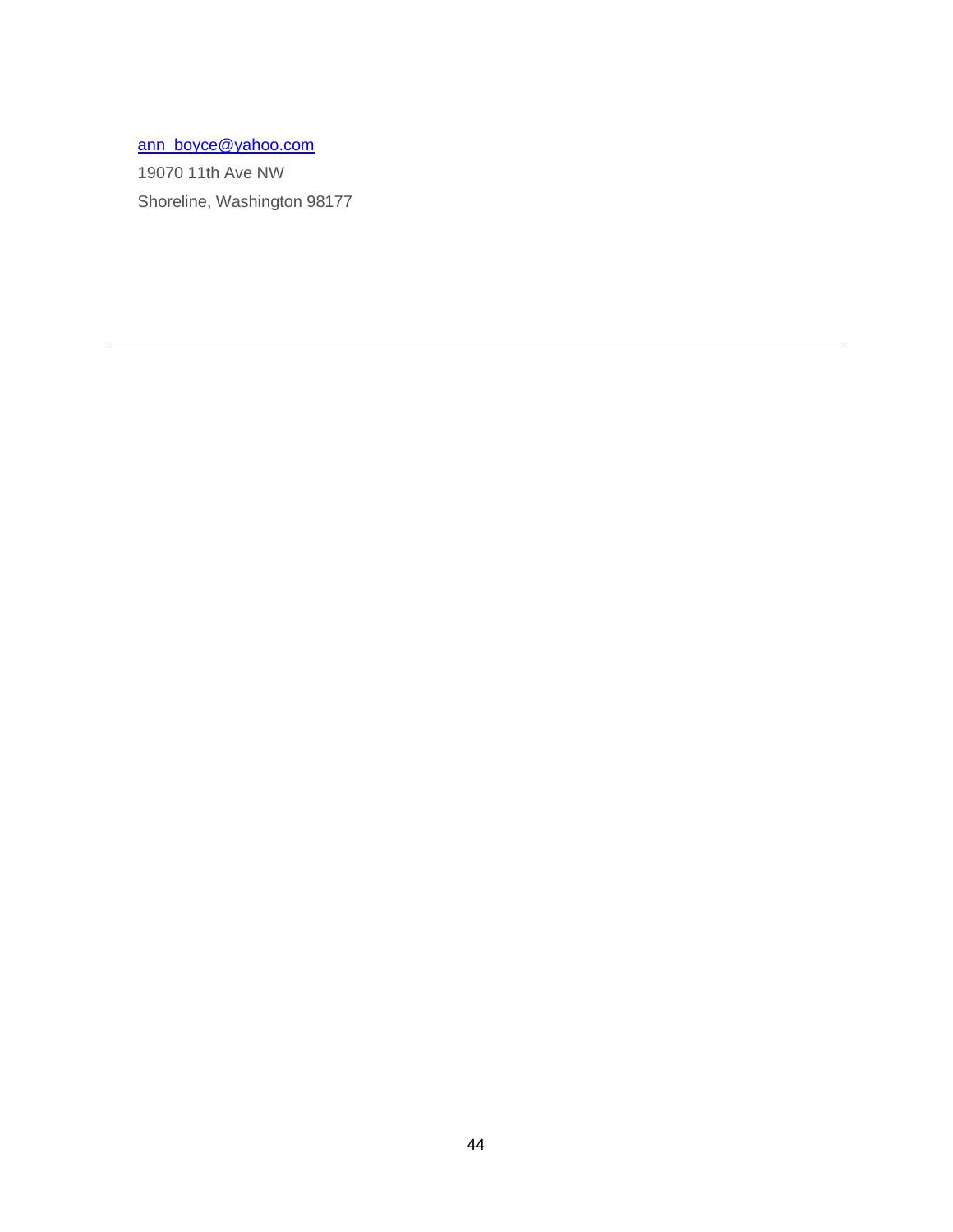ann_boyce@yahoo.com
19070 11th Ave NW
Shoreline, Washington 98177

---